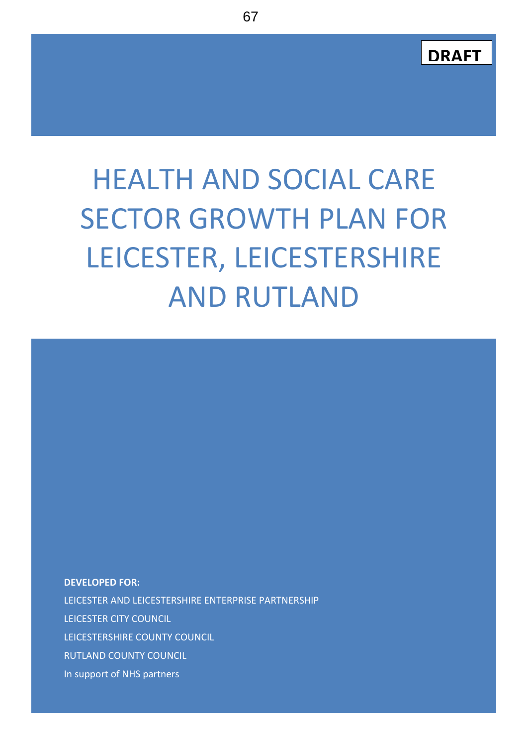**DRAFT**

# HEALTH AND SOCIAL CARE SECTOR GROWTH PLAN FOR LEICESTER, LEICESTERSHIRE AND RUTLAND

**DEVELOPED FOR:**

LEICESTER AND LEICESTERSHIRE ENTERPRISE PARTNERSHIP

LEICESTER CITY COUNCIL

LEICESTERSHIRE COUNTY COUNCIL

RUTLAND COUNTY COUNCIL

In support of NHS partners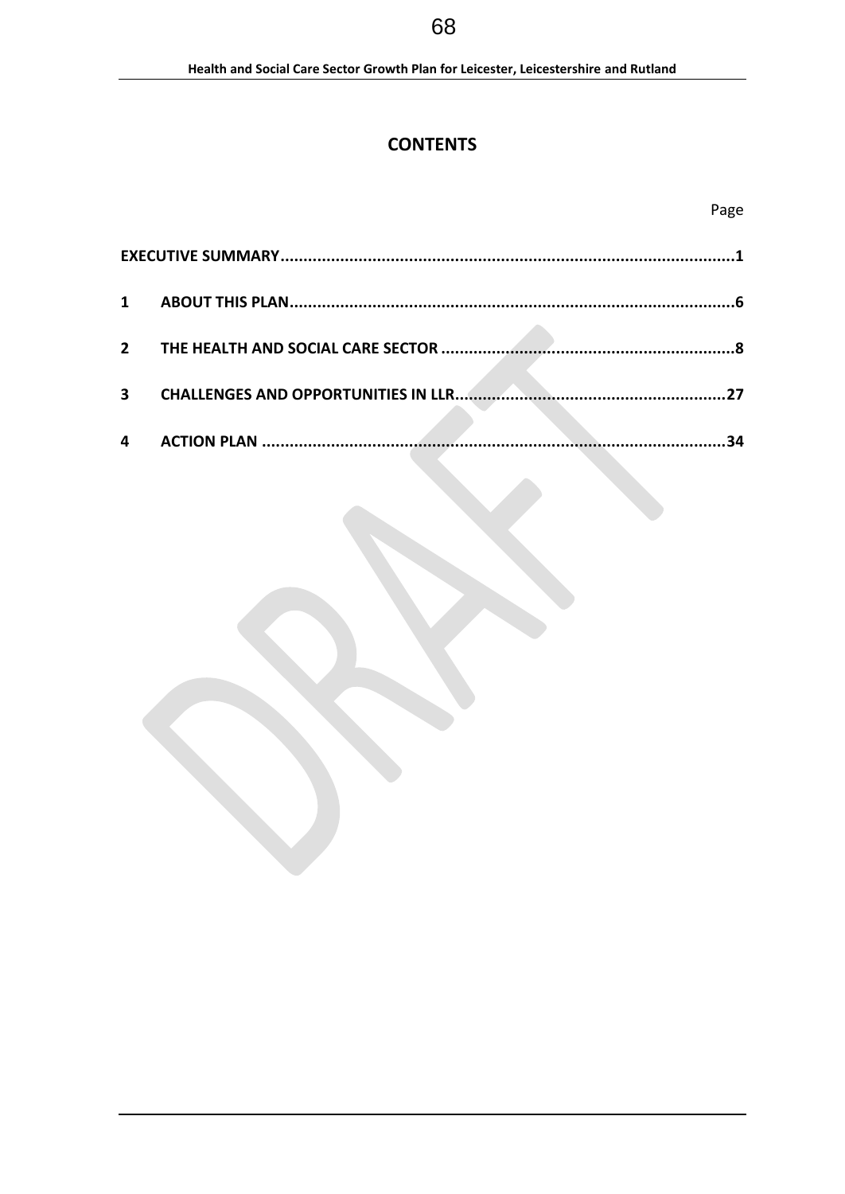# CONTENTS

| | | Page |
|---|---|---|
| **EXECUTIVE SUMMARY** | | **1** |
| **1** | **ABOUT THIS PLAN** | **6** |
| **2** | **THE HEALTH AND SOCIAL CARE SECTOR** | **8** |
| **3** | **CHALLENGES AND OPPORTUNITIES IN LLR** | **27** |
| **4** | **ACTION PLAN** | **34** |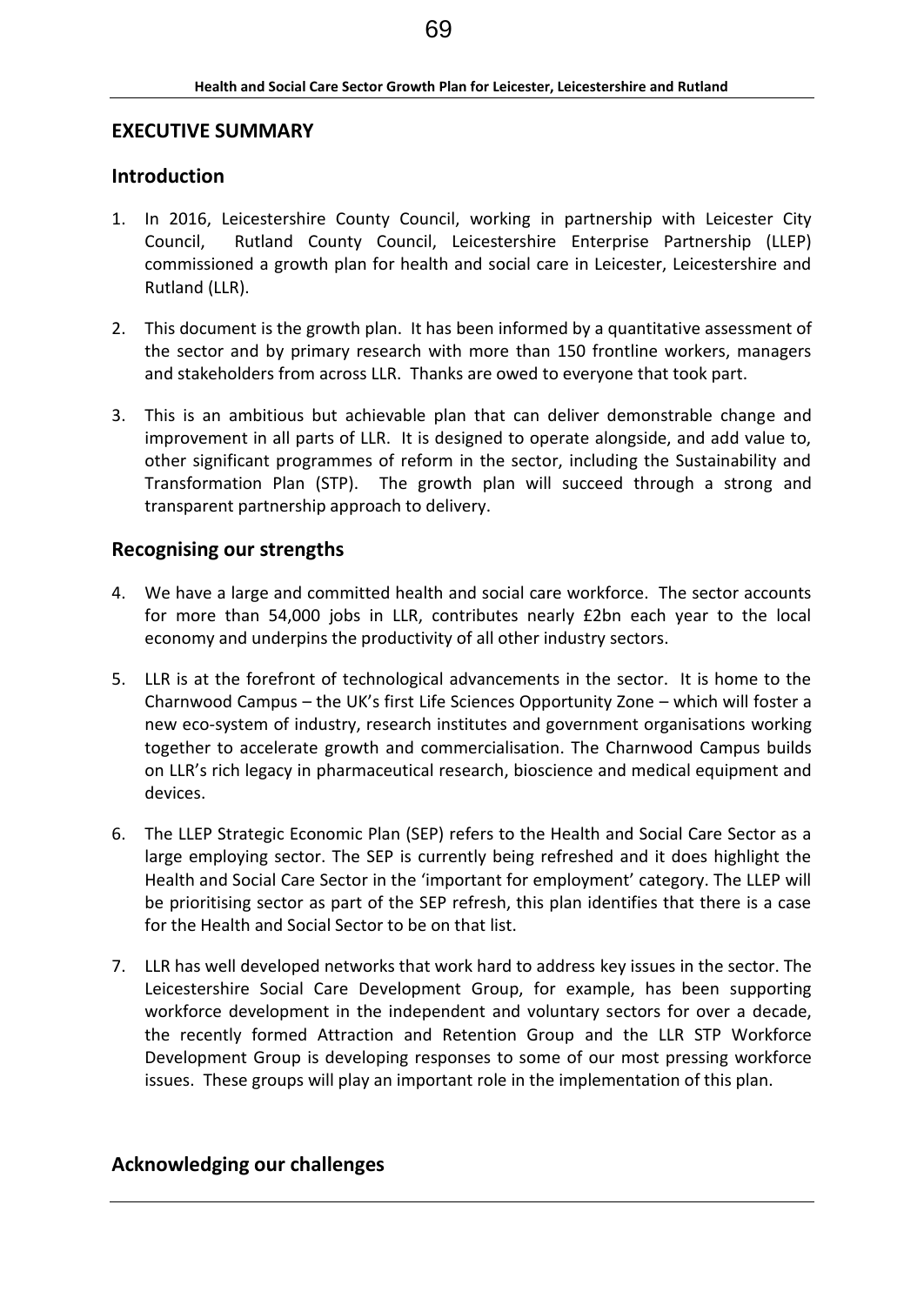## EXECUTIVE SUMMARY

### Introduction

1. In 2016, Leicestershire County Council, working in partnership with Leicester City Council, Rutland County Council, Leicestershire Enterprise Partnership (LLEP) commissioned a growth plan for health and social care in Leicester, Leicestershire and Rutland (LLR).

2. This document is the growth plan. It has been informed by a quantitative assessment of the sector and by primary research with more than 150 frontline workers, managers and stakeholders from across LLR. Thanks are owed to everyone that took part.

3. This is an ambitious but achievable plan that can deliver demonstrable change and improvement in all parts of LLR. It is designed to operate alongside, and add value to, other significant programmes of reform in the sector, including the Sustainability and Transformation Plan (STP). The growth plan will succeed through a strong and transparent partnership approach to delivery.

### Recognising our strengths

4. We have a large and committed health and social care workforce. The sector accounts for more than 54,000 jobs in LLR, contributes nearly £2bn each year to the local economy and underpins the productivity of all other industry sectors.

5. LLR is at the forefront of technological advancements in the sector. It is home to the Charnwood Campus – the UK's first Life Sciences Opportunity Zone – which will foster a new eco-system of industry, research institutes and government organisations working together to accelerate growth and commercialisation. The Charnwood Campus builds on LLR's rich legacy in pharmaceutical research, bioscience and medical equipment and devices.

6. The LLEP Strategic Economic Plan (SEP) refers to the Health and Social Care Sector as a large employing sector. The SEP is currently being refreshed and it does highlight the Health and Social Care Sector in the 'important for employment' category. The LLEP will be prioritising sector as part of the SEP refresh, this plan identifies that there is a case for the Health and Social Sector to be on that list.

7. LLR has well developed networks that work hard to address key issues in the sector. The Leicestershire Social Care Development Group, for example, has been supporting workforce development in the independent and voluntary sectors for over a decade, the recently formed Attraction and Retention Group and the LLR STP Workforce Development Group is developing responses to some of our most pressing workforce issues. These groups will play an important role in the implementation of this plan.

### Acknowledging our challenges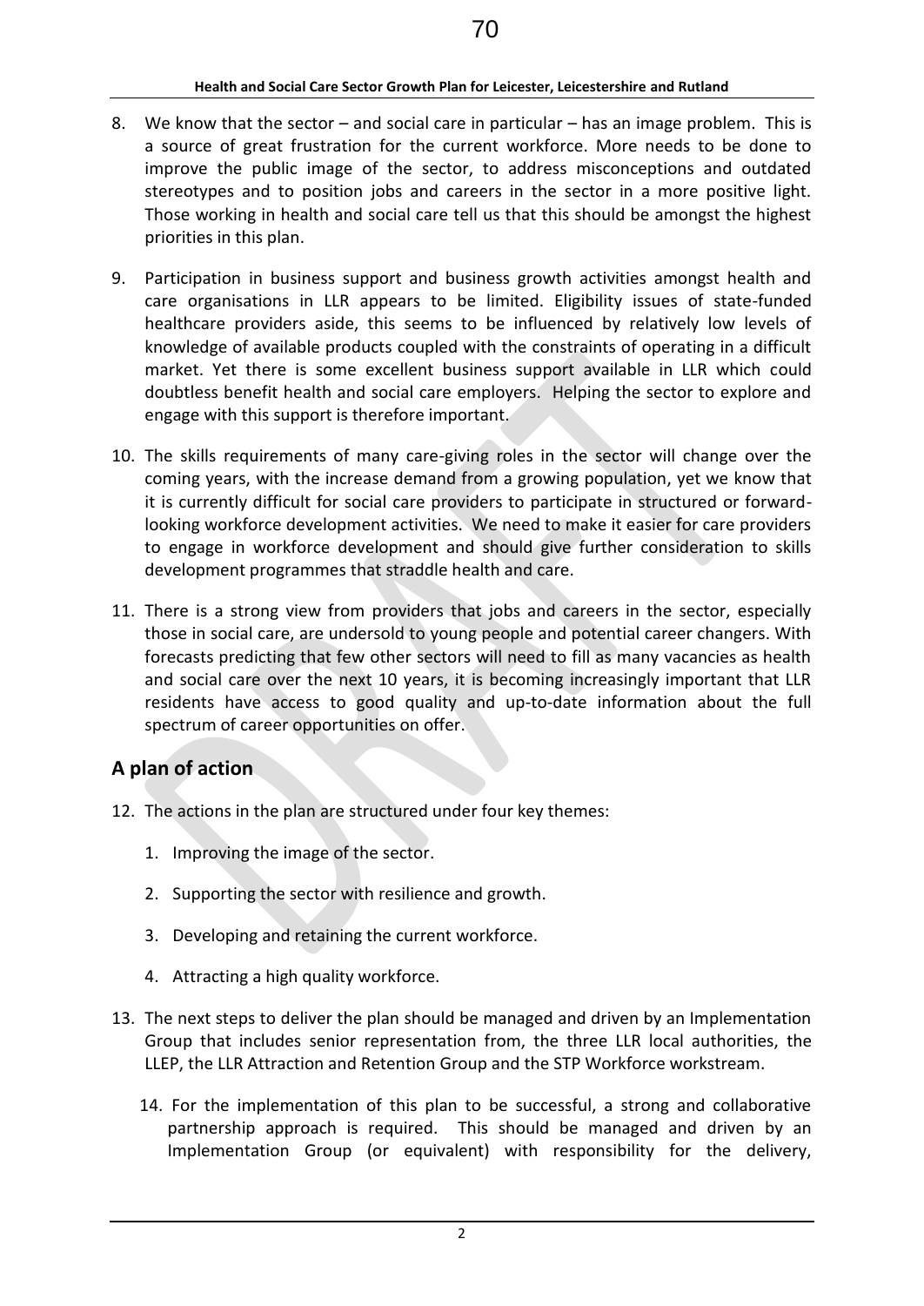8. We know that the sector – and social care in particular – has an image problem. This is a source of great frustration for the current workforce. More needs to be done to improve the public image of the sector, to address misconceptions and outdated stereotypes and to position jobs and careers in the sector in a more positive light. Those working in health and social care tell us that this should be amongst the highest priorities in this plan.

9. Participation in business support and business growth activities amongst health and care organisations in LLR appears to be limited. Eligibility issues of state-funded healthcare providers aside, this seems to be influenced by relatively low levels of knowledge of available products coupled with the constraints of operating in a difficult market. Yet there is some excellent business support available in LLR which could doubtless benefit health and social care employers. Helping the sector to explore and engage with this support is therefore important.

10. The skills requirements of many care-giving roles in the sector will change over the coming years, with the increase demand from a growing population, yet we know that it is currently difficult for social care providers to participate in structured or forward-looking workforce development activities. We need to make it easier for care providers to engage in workforce development and should give further consideration to skills development programmes that straddle health and care.

11. There is a strong view from providers that jobs and careers in the sector, especially those in social care, are undersold to young people and potential career changers. With forecasts predicting that few other sectors will need to fill as many vacancies as health and social care over the next 10 years, it is becoming increasingly important that LLR residents have access to good quality and up-to-date information about the full spectrum of career opportunities on offer.

## A plan of action

12. The actions in the plan are structured under four key themes:

    1. Improving the image of the sector.
    2. Supporting the sector with resilience and growth.
    3. Developing and retaining the current workforce.
    4. Attracting a high quality workforce.

13. The next steps to deliver the plan should be managed and driven by an Implementation Group that includes senior representation from, the three LLR local authorities, the LLEP, the LLR Attraction and Retention Group and the STP Workforce workstream.

14. For the implementation of this plan to be successful, a strong and collaborative partnership approach is required. This should be managed and driven by an Implementation Group (or equivalent) with responsibility for the delivery,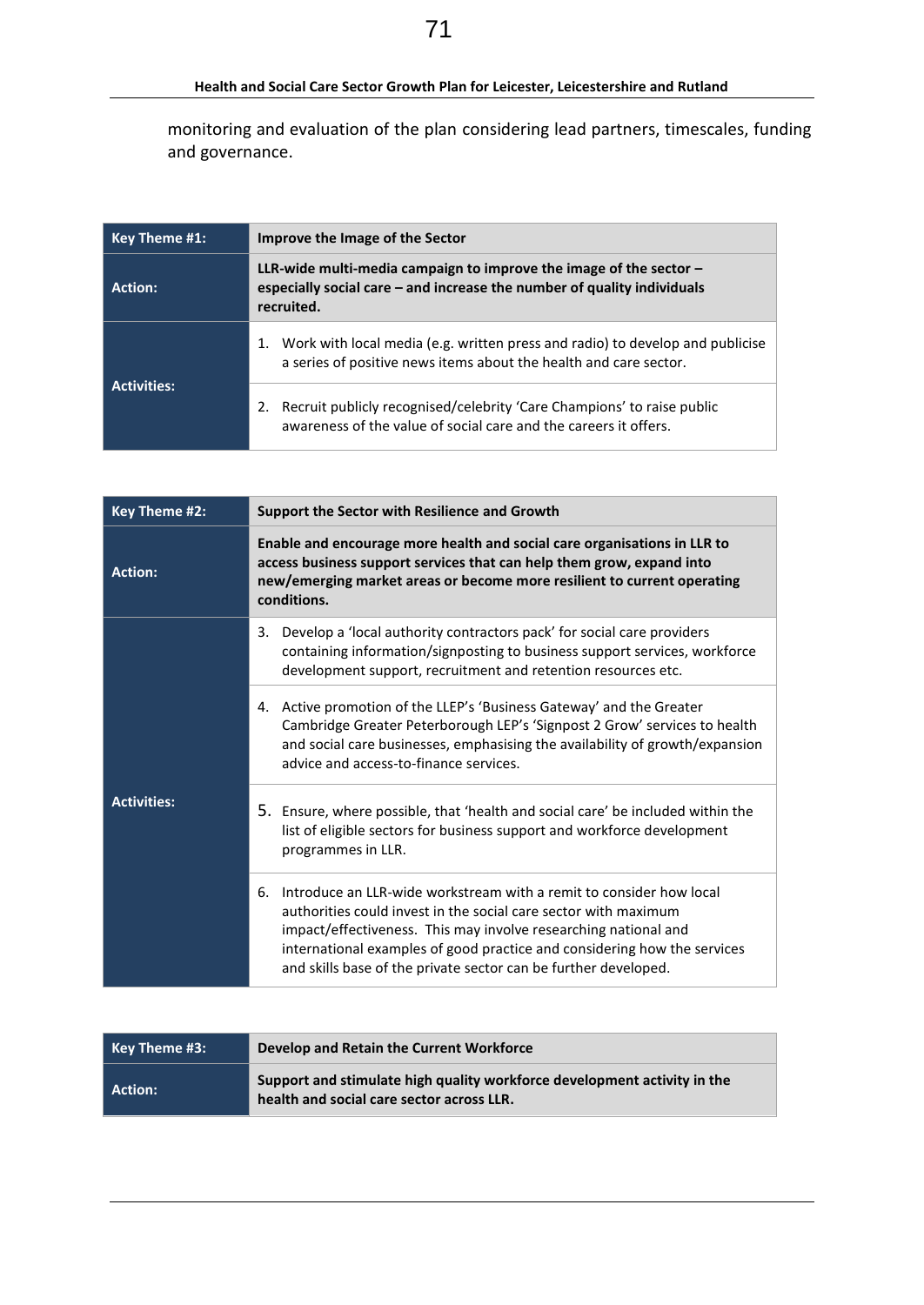monitoring and evaluation of the plan considering lead partners, timescales, funding and governance.

| Key Theme #1: | Improve the Image of the Sector |
|---|---|
| Action: | **LLR-wide multi-media campaign to improve the image of the sector – especially social care – and increase the number of quality individuals recruited.** |
| Activities: | 1. Work with local media (e.g. written press and radio) to develop and publicise a series of positive news items about the health and care sector. |
| | 2. Recruit publicly recognised/celebrity 'Care Champions' to raise public awareness of the value of social care and the careers it offers. |

| Key Theme #2: | Support the Sector with Resilience and Growth |
|---|---|
| Action: | **Enable and encourage more health and social care organisations in LLR to access business support services that can help them grow, expand into new/emerging market areas or become more resilient to current operating conditions.** |
| Activities: | 3. Develop a 'local authority contractors pack' for social care providers containing information/signposting to business support services, workforce development support, recruitment and retention resources etc. |
| | 4. Active promotion of the LLEP's 'Business Gateway' and the Greater Cambridge Greater Peterborough LEP's 'Signpost 2 Grow' services to health and social care businesses, emphasising the availability of growth/expansion advice and access-to-finance services. |
| | 5. Ensure, where possible, that 'health and social care' be included within the list of eligible sectors for business support and workforce development programmes in LLR. |
| | 6. Introduce an LLR-wide workstream with a remit to consider how local authorities could invest in the social care sector with maximum impact/effectiveness. This may involve researching national and international examples of good practice and considering how the services and skills base of the private sector can be further developed. |

| Key Theme #3: | Develop and Retain the Current Workforce |
|---|---|
| Action: | **Support and stimulate high quality workforce development activity in the health and social care sector across LLR.** |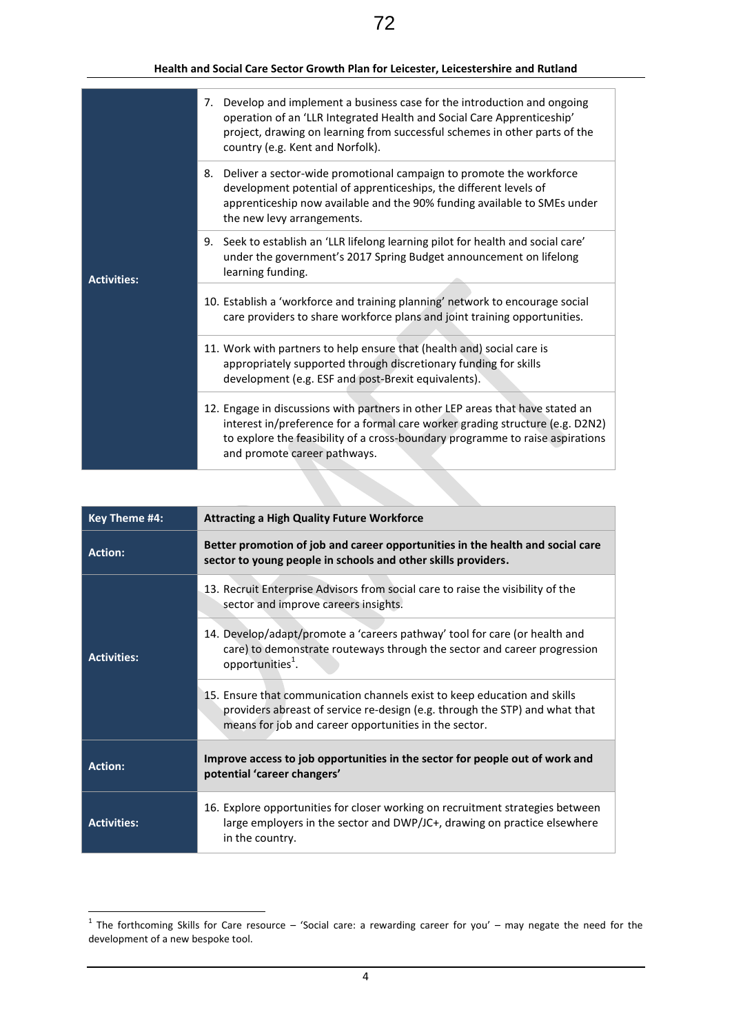| | |
|---|---|
| **Activities:** | 7. Develop and implement a business case for the introduction and ongoing operation of an 'LLR Integrated Health and Social Care Apprenticeship' project, drawing on learning from successful schemes in other parts of the country (e.g. Kent and Norfolk). |
| | 8. Deliver a sector-wide promotional campaign to promote the workforce development potential of apprenticeships, the different levels of apprenticeship now available and the 90% funding available to SMEs under the new levy arrangements. |
| | 9. Seek to establish an 'LLR lifelong learning pilot for health and social care' under the government's 2017 Spring Budget announcement on lifelong learning funding. |
| | 10. Establish a 'workforce and training planning' network to encourage social care providers to share workforce plans and joint training opportunities. |
| | 11. Work with partners to help ensure that (health and) social care is appropriately supported through discretionary funding for skills development (e.g. ESF and post-Brexit equivalents). |
| | 12. Engage in discussions with partners in other LEP areas that have stated an interest in/preference for a formal care worker grading structure (e.g. D2N2) to explore the feasibility of a cross-boundary programme to raise aspirations and promote career pathways. |

| **Key Theme #4:** | **Attracting a High Quality Future Workforce** |
|---|---|
| **Action:** | **Better promotion of job and career opportunities in the health and social care sector to young people in schools and other skills providers.** |
| **Activities:** | 13. Recruit Enterprise Advisors from social care to raise the visibility of the sector and improve careers insights. |
| | 14. Develop/adapt/promote a 'careers pathway' tool for care (or health and care) to demonstrate routeways through the sector and career progression opportunities[1]. |
| | 15. Ensure that communication channels exist to keep education and skills providers abreast of service re-design (e.g. through the STP) and what that means for job and career opportunities in the sector. |
| **Action:** | **Improve access to job opportunities in the sector for people out of work and potential 'career changers'** |
| **Activities:** | 16. Explore opportunities for closer working on recruitment strategies between large employers in the sector and DWP/JC+, drawing on practice elsewhere in the country. |

[1] The forthcoming Skills for Care resource – 'Social care: a rewarding career for you' – may negate the need for the development of a new bespoke tool.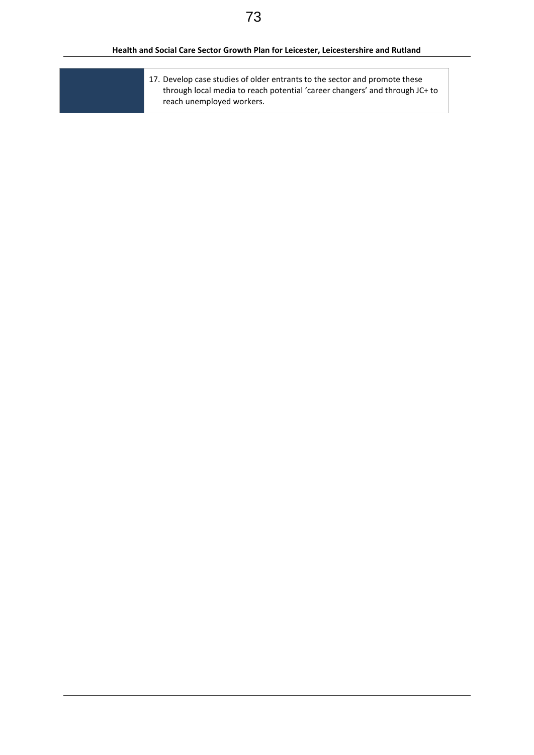| | |
|---|---|
| | 17. Develop case studies of older entrants to the sector and promote these through local media to reach potential 'career changers' and through JC+ to reach unemployed workers. |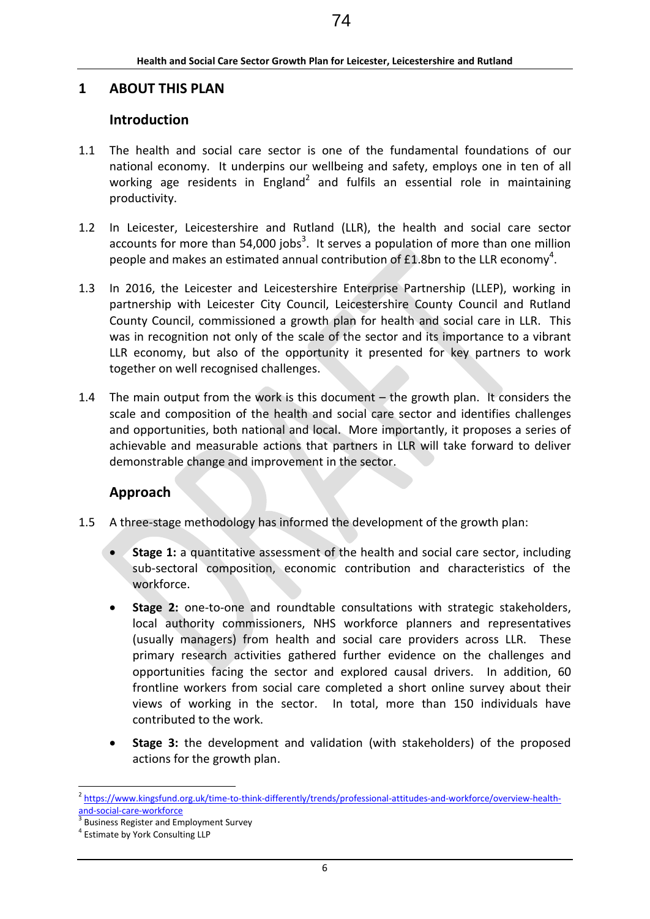# 1 ABOUT THIS PLAN

## Introduction

1.1 The health and social care sector is one of the fundamental foundations of our national economy. It underpins our wellbeing and safety, employs one in ten of all working age residents in England[2] and fulfils an essential role in maintaining productivity.

1.2 In Leicester, Leicestershire and Rutland (LLR), the health and social care sector accounts for more than 54,000 jobs[3]. It serves a population of more than one million people and makes an estimated annual contribution of £1.8bn to the LLR economy[4].

1.3 In 2016, the Leicester and Leicestershire Enterprise Partnership (LLEP), working in partnership with Leicester City Council, Leicestershire County Council and Rutland County Council, commissioned a growth plan for health and social care in LLR. This was in recognition not only of the scale of the sector and its importance to a vibrant LLR economy, but also of the opportunity it presented for key partners to work together on well recognised challenges.

1.4 The main output from the work is this document – the growth plan. It considers the scale and composition of the health and social care sector and identifies challenges and opportunities, both national and local. More importantly, it proposes a series of achievable and measurable actions that partners in LLR will take forward to deliver demonstrable change and improvement in the sector.

## Approach

1.5 A three-stage methodology has informed the development of the growth plan:

- **Stage 1:** a quantitative assessment of the health and social care sector, including sub-sectoral composition, economic contribution and characteristics of the workforce.
- **Stage 2:** one-to-one and roundtable consultations with strategic stakeholders, local authority commissioners, NHS workforce planners and representatives (usually managers) from health and social care providers across LLR. These primary research activities gathered further evidence on the challenges and opportunities facing the sector and explored causal drivers. In addition, 60 frontline workers from social care completed a short online survey about their views of working in the sector. In total, more than 150 individuals have contributed to the work.
- **Stage 3:** the development and validation (with stakeholders) of the proposed actions for the growth plan.

---

[2] https://www.kingsfund.org.uk/time-to-think-differently/trends/professional-attitudes-and-workforce/overview-health-and-social-care-workforce

[3] Business Register and Employment Survey

[4] Estimate by York Consulting LLP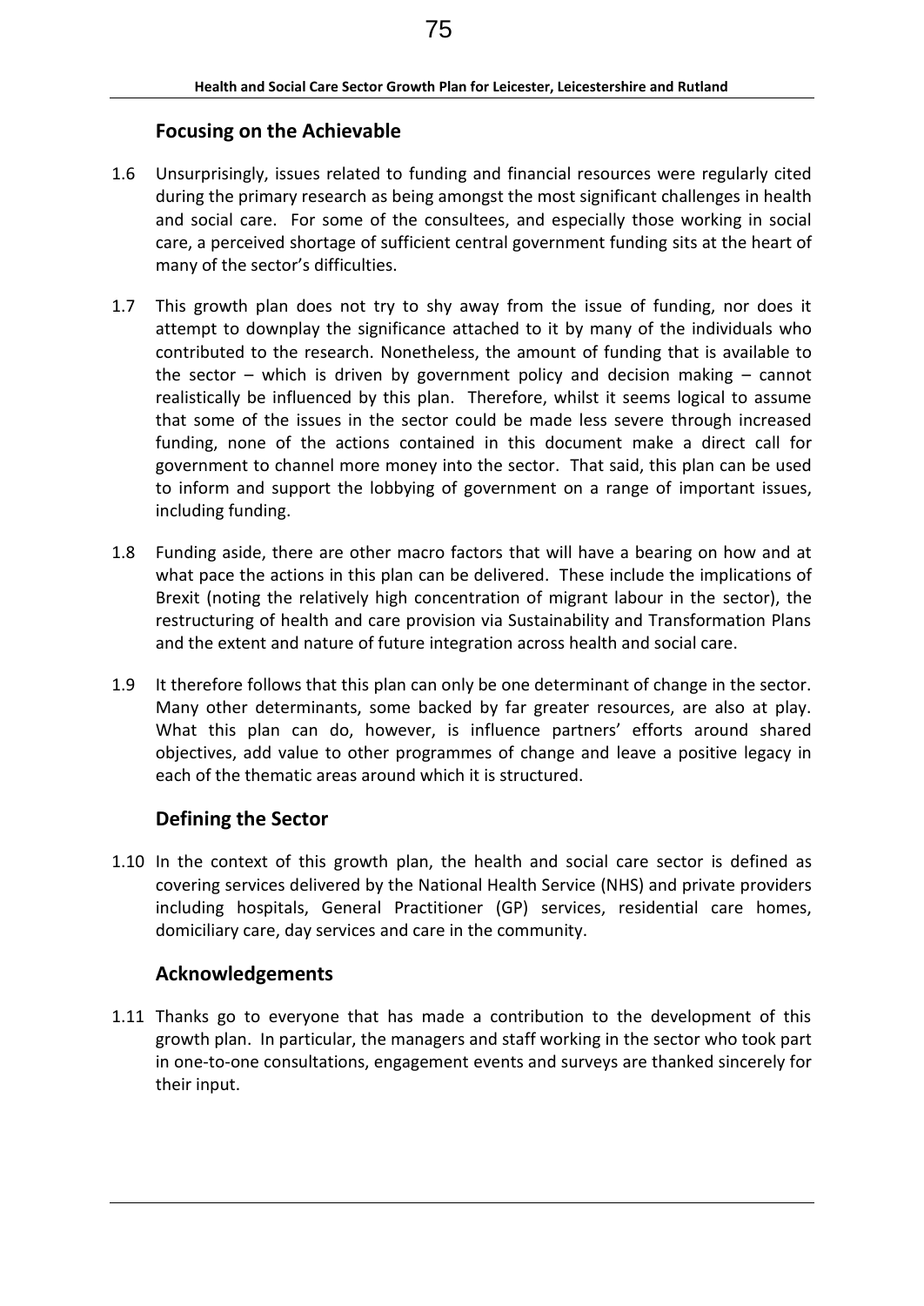## Focusing on the Achievable

1.6 Unsurprisingly, issues related to funding and financial resources were regularly cited during the primary research as being amongst the most significant challenges in health and social care. For some of the consultees, and especially those working in social care, a perceived shortage of sufficient central government funding sits at the heart of many of the sector's difficulties.

1.7 This growth plan does not try to shy away from the issue of funding, nor does it attempt to downplay the significance attached to it by many of the individuals who contributed to the research. Nonetheless, the amount of funding that is available to the sector – which is driven by government policy and decision making – cannot realistically be influenced by this plan. Therefore, whilst it seems logical to assume that some of the issues in the sector could be made less severe through increased funding, none of the actions contained in this document make a direct call for government to channel more money into the sector. That said, this plan can be used to inform and support the lobbying of government on a range of important issues, including funding.

1.8 Funding aside, there are other macro factors that will have a bearing on how and at what pace the actions in this plan can be delivered. These include the implications of Brexit (noting the relatively high concentration of migrant labour in the sector), the restructuring of health and care provision via Sustainability and Transformation Plans and the extent and nature of future integration across health and social care.

1.9 It therefore follows that this plan can only be one determinant of change in the sector. Many other determinants, some backed by far greater resources, are also at play. What this plan can do, however, is influence partners' efforts around shared objectives, add value to other programmes of change and leave a positive legacy in each of the thematic areas around which it is structured.

## Defining the Sector

1.10 In the context of this growth plan, the health and social care sector is defined as covering services delivered by the National Health Service (NHS) and private providers including hospitals, General Practitioner (GP) services, residential care homes, domiciliary care, day services and care in the community.

## Acknowledgements

1.11 Thanks go to everyone that has made a contribution to the development of this growth plan. In particular, the managers and staff working in the sector who took part in one-to-one consultations, engagement events and surveys are thanked sincerely for their input.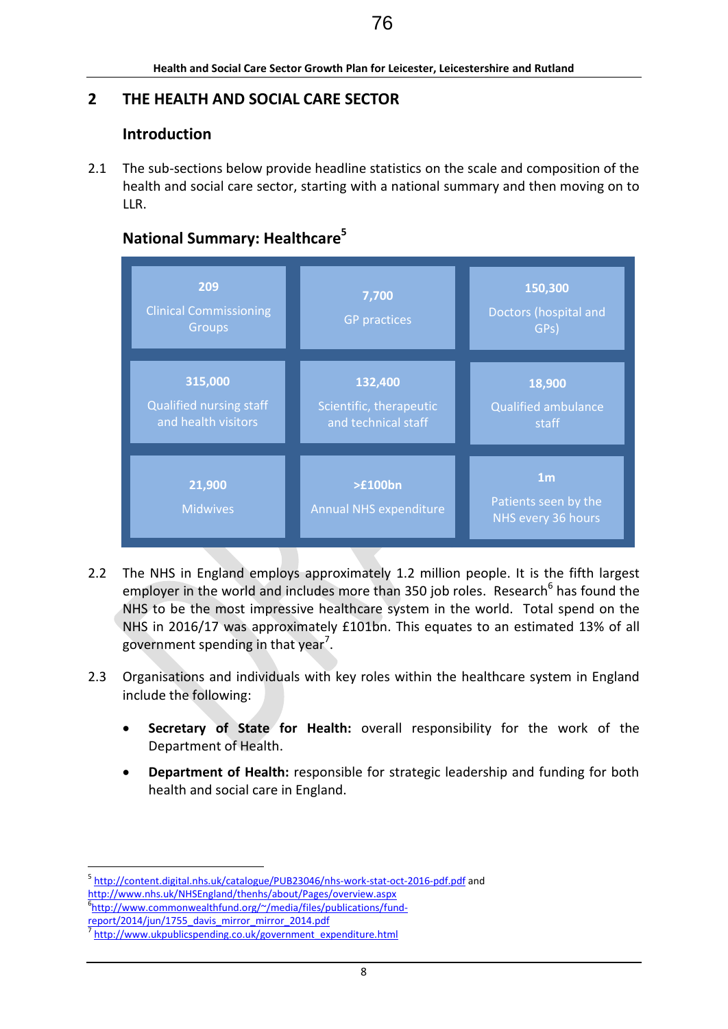## 2 THE HEALTH AND SOCIAL CARE SECTOR

### Introduction

2.1 The sub-sections below provide headline statistics on the scale and composition of the health and social care sector, starting with a national summary and then moving on to LLR.

### National Summary: Healthcare[5]

| | | |
|---|---|---|
| **209** Clinical Commissioning Groups | **7,700** GP practices | **150,300** Doctors (hospital and GPs) |
| **315,000** Qualified nursing staff and health visitors | **132,400** Scientific, therapeutic and technical staff | **18,900** Qualified ambulance staff |
| **21,900** Midwives | **>£100bn** Annual NHS expenditure | **1m** Patients seen by the NHS every 36 hours |

2.2 The NHS in England employs approximately 1.2 million people. It is the fifth largest employer in the world and includes more than 350 job roles. Research[6] has found the NHS to be the most impressive healthcare system in the world. Total spend on the NHS in 2016/17 was approximately £101bn. This equates to an estimated 13% of all government spending in that year[7].

2.3 Organisations and individuals with key roles within the healthcare system in England include the following:

- **Secretary of State for Health:** overall responsibility for the work of the Department of Health.
- **Department of Health:** responsible for strategic leadership and funding for both health and social care in England.

---

[5] http://content.digital.nhs.uk/catalogue/PUB23046/nhs-work-stat-oct-2016-pdf.pdf and http://www.nhs.uk/NHSEngland/thenhs/about/Pages/overview.aspx

[6] http://www.commonwealthfund.org/~/media/files/publications/fund-report/2014/jun/1755_davis_mirror_mirror_2014.pdf

[7] http://www.ukpublicspending.co.uk/government_expenditure.html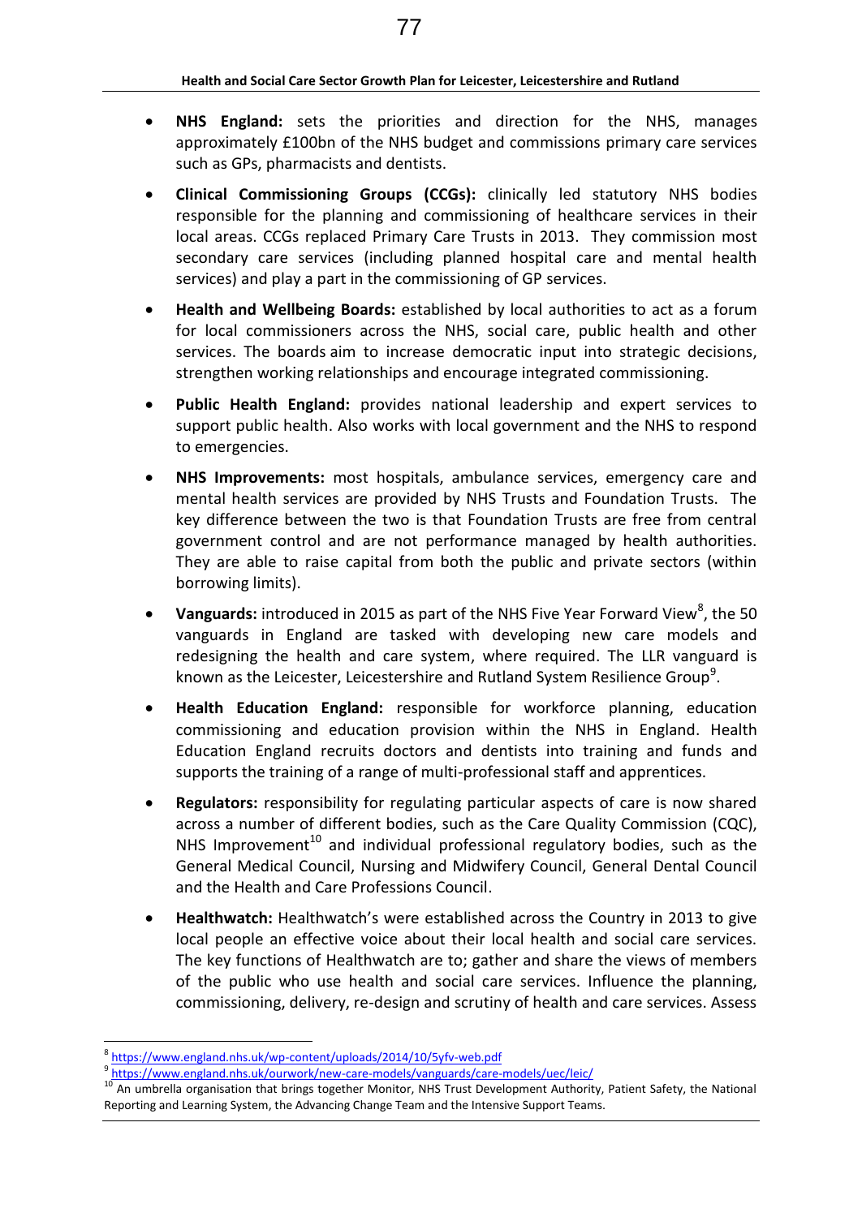- **NHS England:** sets the priorities and direction for the NHS, manages approximately £100bn of the NHS budget and commissions primary care services such as GPs, pharmacists and dentists.

- **Clinical Commissioning Groups (CCGs):** clinically led statutory NHS bodies responsible for the planning and commissioning of healthcare services in their local areas. CCGs replaced Primary Care Trusts in 2013. They commission most secondary care services (including planned hospital care and mental health services) and play a part in the commissioning of GP services.

- **Health and Wellbeing Boards:** established by local authorities to act as a forum for local commissioners across the NHS, social care, public health and other services. The boards aim to increase democratic input into strategic decisions, strengthen working relationships and encourage integrated commissioning.

- **Public Health England:** provides national leadership and expert services to support public health. Also works with local government and the NHS to respond to emergencies.

- **NHS Improvements:** most hospitals, ambulance services, emergency care and mental health services are provided by NHS Trusts and Foundation Trusts. The key difference between the two is that Foundation Trusts are free from central government control and are not performance managed by health authorities. They are able to raise capital from both the public and private sectors (within borrowing limits).

- **Vanguards:** introduced in 2015 as part of the NHS Five Year Forward View[8], the 50 vanguards in England are tasked with developing new care models and redesigning the health and care system, where required. The LLR vanguard is known as the Leicester, Leicestershire and Rutland System Resilience Group[9].

- **Health Education England:** responsible for workforce planning, education commissioning and education provision within the NHS in England. Health Education England recruits doctors and dentists into training and funds and supports the training of a range of multi-professional staff and apprentices.

- **Regulators:** responsibility for regulating particular aspects of care is now shared across a number of different bodies, such as the Care Quality Commission (CQC), NHS Improvement[10] and individual professional regulatory bodies, such as the General Medical Council, Nursing and Midwifery Council, General Dental Council and the Health and Care Professions Council.

- **Healthwatch:** Healthwatch's were established across the Country in 2013 to give local people an effective voice about their local health and social care services. The key functions of Healthwatch are to; gather and share the views of members of the public who use health and social care services. Influence the planning, commissioning, delivery, re-design and scrutiny of health and care services. Assess

---

[8] https://www.england.nhs.uk/wp-content/uploads/2014/10/5yfv-web.pdf

[9] https://www.england.nhs.uk/ourwork/new-care-models/vanguards/care-models/uec/leic/

[10] An umbrella organisation that brings together Monitor, NHS Trust Development Authority, Patient Safety, the National Reporting and Learning System, the Advancing Change Team and the Intensive Support Teams.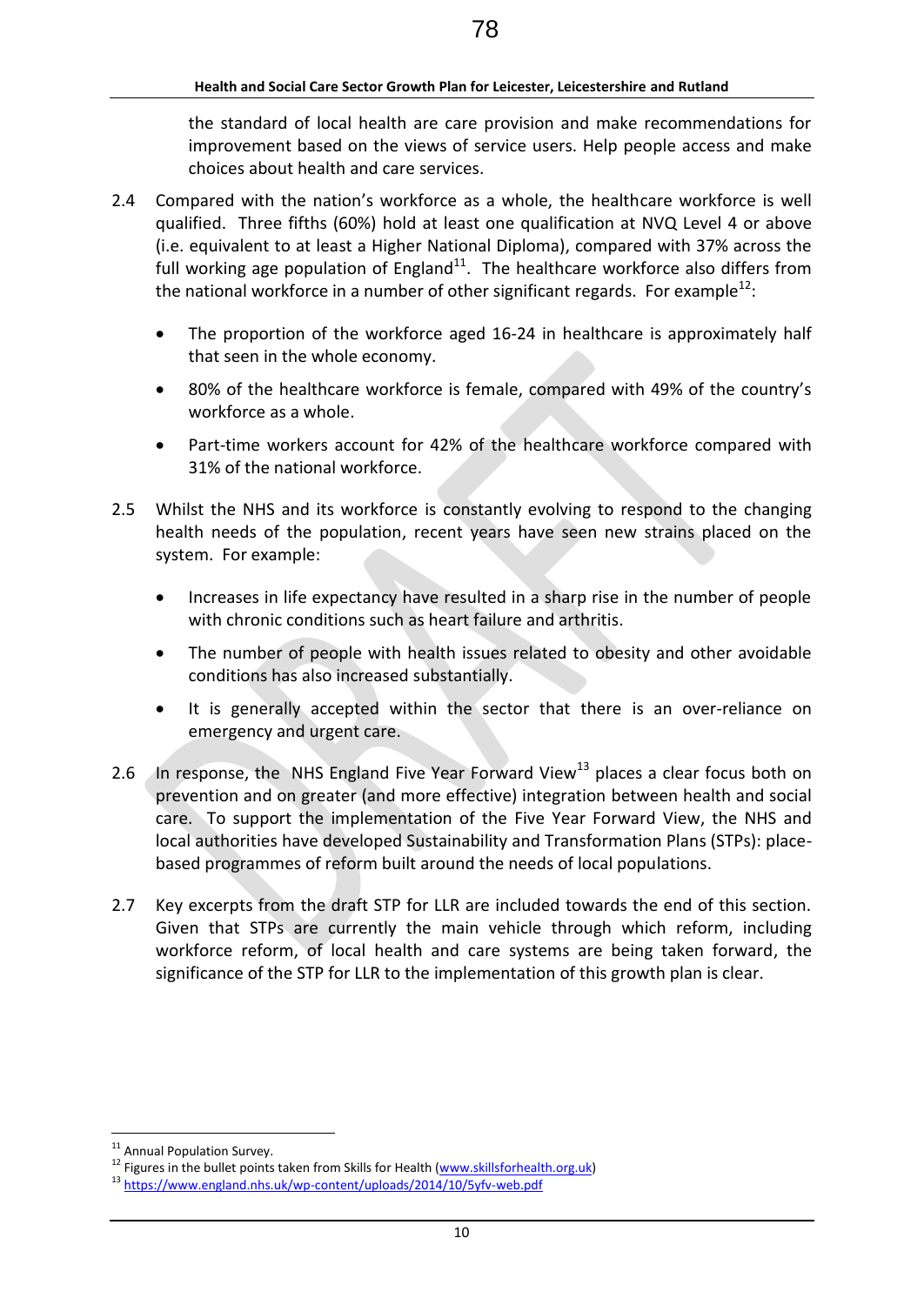the standard of local health are care provision and make recommendations for improvement based on the views of service users. Help people access and make choices about health and care services.

2.4 Compared with the nation's workforce as a whole, the healthcare workforce is well qualified. Three fifths (60%) hold at least one qualification at NVQ Level 4 or above (i.e. equivalent to at least a Higher National Diploma), compared with 37% across the full working age population of England[11]. The healthcare workforce also differs from the national workforce in a number of other significant regards. For example[12]:

- The proportion of the workforce aged 16-24 in healthcare is approximately half that seen in the whole economy.
- 80% of the healthcare workforce is female, compared with 49% of the country's workforce as a whole.
- Part-time workers account for 42% of the healthcare workforce compared with 31% of the national workforce.

2.5 Whilst the NHS and its workforce is constantly evolving to respond to the changing health needs of the population, recent years have seen new strains placed on the system. For example:

- Increases in life expectancy have resulted in a sharp rise in the number of people with chronic conditions such as heart failure and arthritis.
- The number of people with health issues related to obesity and other avoidable conditions has also increased substantially.
- It is generally accepted within the sector that there is an over-reliance on emergency and urgent care.

2.6 In response, the NHS England Five Year Forward View[13] places a clear focus both on prevention and on greater (and more effective) integration between health and social care. To support the implementation of the Five Year Forward View, the NHS and local authorities have developed Sustainability and Transformation Plans (STPs): place-based programmes of reform built around the needs of local populations.

2.7 Key excerpts from the draft STP for LLR are included towards the end of this section. Given that STPs are currently the main vehicle through which reform, including workforce reform, of local health and care systems are being taken forward, the significance of the STP for LLR to the implementation of this growth plan is clear.

---

[11] Annual Population Survey.

[12] Figures in the bullet points taken from Skills for Health (www.skillsforhealth.org.uk)

[13] https://www.england.nhs.uk/wp-content/uploads/2014/10/5yfv-web.pdf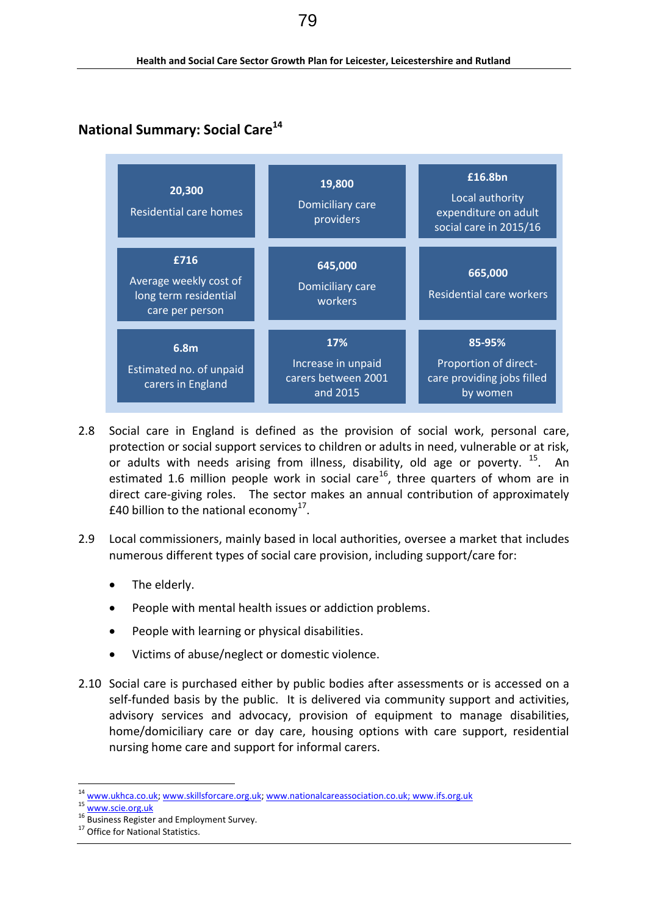## National Summary: Social Care[14]

| | | |
|---|---|---|
| **20,300** Residential care homes | **19,800** Domiciliary care providers | **£16.8bn** Local authority expenditure on adult social care in 2015/16 |
| **£716** Average weekly cost of long term residential care per person | **645,000** Domiciliary care workers | **665,000** Residential care workers |
| **6.8m** Estimated no. of unpaid carers in England | **17%** Increase in unpaid carers between 2001 and 2015 | **85-95%** Proportion of direct-care providing jobs filled by women |

2.8 Social care in England is defined as the provision of social work, personal care, protection or social support services to children or adults in need, vulnerable or at risk, or adults with needs arising from illness, disability, old age or poverty. [15]. An estimated 1.6 million people work in social care[16], three quarters of whom are in direct care-giving roles. The sector makes an annual contribution of approximately £40 billion to the national economy[17].

2.9 Local commissioners, mainly based in local authorities, oversee a market that includes numerous different types of social care provision, including support/care for:

- The elderly.
- People with mental health issues or addiction problems.
- People with learning or physical disabilities.
- Victims of abuse/neglect or domestic violence.

2.10 Social care is purchased either by public bodies after assessments or is accessed on a self-funded basis by the public. It is delivered via community support and activities, advisory services and advocacy, provision of equipment to manage disabilities, home/domiciliary care or day care, housing options with care support, residential nursing home care and support for informal carers.

---

[14] www.ukhca.co.uk; www.skillsforcare.org.uk; www.nationalcareassociation.co.uk; www.ifs.org.uk

[15] www.scie.org.uk

[16] Business Register and Employment Survey.

[17] Office for National Statistics.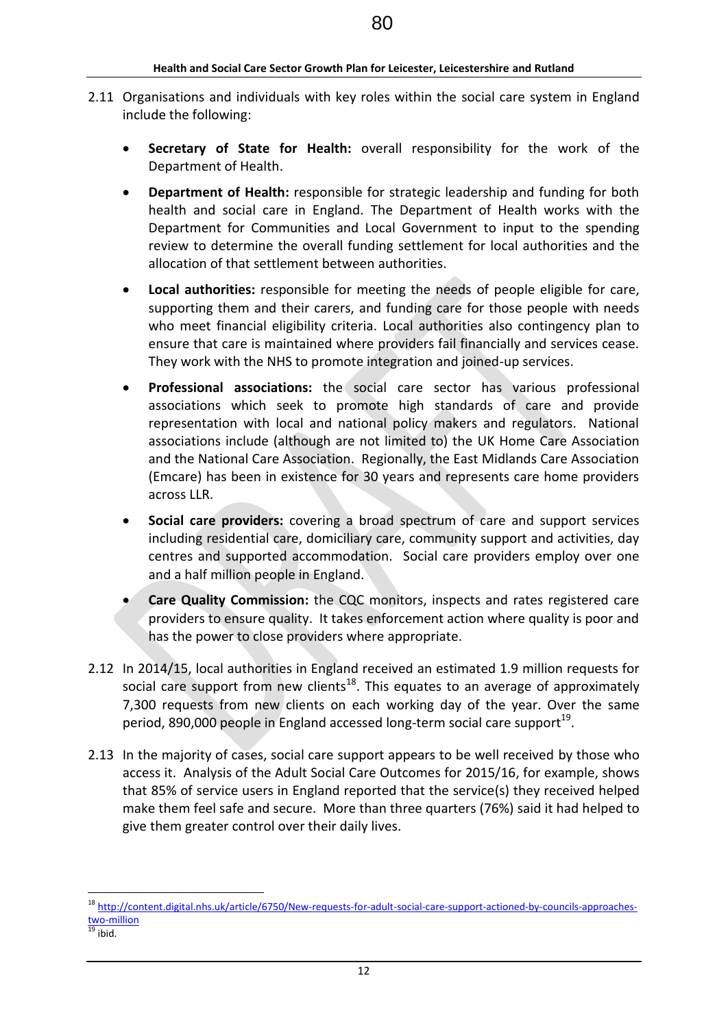2.11 Organisations and individuals with key roles within the social care system in England include the following:

- **Secretary of State for Health:** overall responsibility for the work of the Department of Health.
- **Department of Health:** responsible for strategic leadership and funding for both health and social care in England. The Department of Health works with the Department for Communities and Local Government to input to the spending review to determine the overall funding settlement for local authorities and the allocation of that settlement between authorities.
- **Local authorities:** responsible for meeting the needs of people eligible for care, supporting them and their carers, and funding care for those people with needs who meet financial eligibility criteria. Local authorities also contingency plan to ensure that care is maintained where providers fail financially and services cease. They work with the NHS to promote integration and joined-up services.
- **Professional associations:** the social care sector has various professional associations which seek to promote high standards of care and provide representation with local and national policy makers and regulators. National associations include (although are not limited to) the UK Home Care Association and the National Care Association. Regionally, the East Midlands Care Association (Emcare) has been in existence for 30 years and represents care home providers across LLR.
- **Social care providers:** covering a broad spectrum of care and support services including residential care, domiciliary care, community support and activities, day centres and supported accommodation. Social care providers employ over one and a half million people in England.
- **Care Quality Commission:** the CQC monitors, inspects and rates registered care providers to ensure quality. It takes enforcement action where quality is poor and has the power to close providers where appropriate.

2.12 In 2014/15, local authorities in England received an estimated 1.9 million requests for social care support from new clients[18]. This equates to an average of approximately 7,300 requests from new clients on each working day of the year. Over the same period, 890,000 people in England accessed long-term social care support[19].

2.13 In the majority of cases, social care support appears to be well received by those who access it. Analysis of the Adult Social Care Outcomes for 2015/16, for example, shows that 85% of service users in England reported that the service(s) they received helped make them feel safe and secure. More than three quarters (76%) said it had helped to give them greater control over their daily lives.

---

[18] http://content.digital.nhs.uk/article/6750/New-requests-for-adult-social-care-support-actioned-by-councils-approaches-two-million

[19] ibid.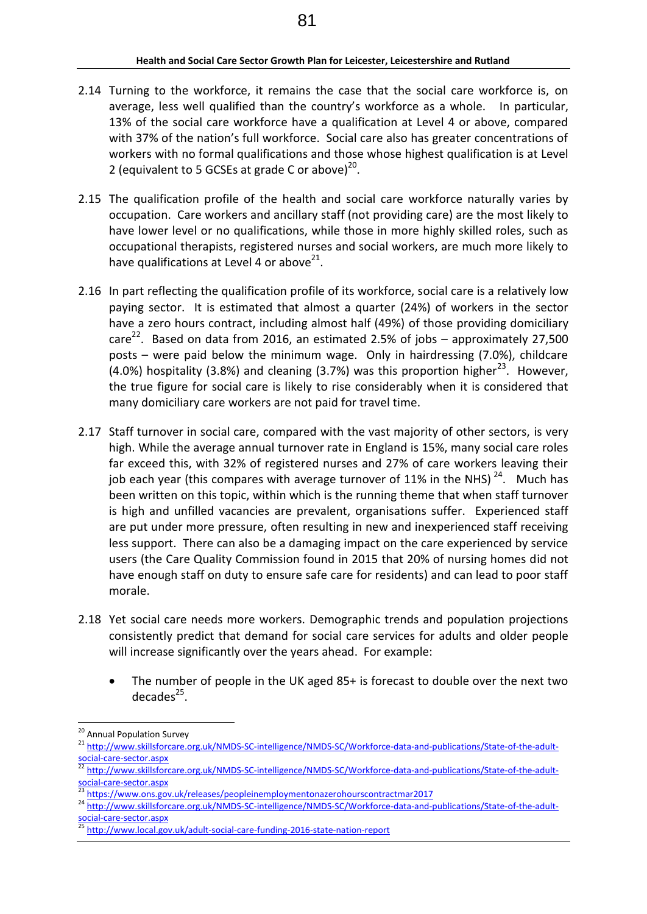2.14 Turning to the workforce, it remains the case that the social care workforce is, on average, less well qualified than the country's workforce as a whole. In particular, 13% of the social care workforce have a qualification at Level 4 or above, compared with 37% of the nation's full workforce. Social care also has greater concentrations of workers with no formal qualifications and those whose highest qualification is at Level 2 (equivalent to 5 GCSEs at grade C or above)[20].

2.15 The qualification profile of the health and social care workforce naturally varies by occupation. Care workers and ancillary staff (not providing care) are the most likely to have lower level or no qualifications, while those in more highly skilled roles, such as occupational therapists, registered nurses and social workers, are much more likely to have qualifications at Level 4 or above[21].

2.16 In part reflecting the qualification profile of its workforce, social care is a relatively low paying sector. It is estimated that almost a quarter (24%) of workers in the sector have a zero hours contract, including almost half (49%) of those providing domiciliary care[22]. Based on data from 2016, an estimated 2.5% of jobs – approximately 27,500 posts – were paid below the minimum wage. Only in hairdressing (7.0%), childcare (4.0%) hospitality (3.8%) and cleaning (3.7%) was this proportion higher[23]. However, the true figure for social care is likely to rise considerably when it is considered that many domiciliary care workers are not paid for travel time.

2.17 Staff turnover in social care, compared with the vast majority of other sectors, is very high. While the average annual turnover rate in England is 15%, many social care roles far exceed this, with 32% of registered nurses and 27% of care workers leaving their job each year (this compares with average turnover of 11% in the NHS)[24]. Much has been written on this topic, within which is the running theme that when staff turnover is high and unfilled vacancies are prevalent, organisations suffer. Experienced staff are put under more pressure, often resulting in new and inexperienced staff receiving less support. There can also be a damaging impact on the care experienced by service users (the Care Quality Commission found in 2015 that 20% of nursing homes did not have enough staff on duty to ensure safe care for residents) and can lead to poor staff morale.

2.18 Yet social care needs more workers. Demographic trends and population projections consistently predict that demand for social care services for adults and older people will increase significantly over the years ahead. For example:

- The number of people in the UK aged 85+ is forecast to double over the next two decades[25].

---

[20] Annual Population Survey

[21] http://www.skillsforcare.org.uk/NMDS-SC-intelligence/NMDS-SC/Workforce-data-and-publications/State-of-the-adult-social-care-sector.aspx

[22] http://www.skillsforcare.org.uk/NMDS-SC-intelligence/NMDS-SC/Workforce-data-and-publications/State-of-the-adult-social-care-sector.aspx

[23] https://www.ons.gov.uk/releases/peopleinemploymentonazerohourscontractmar2017

[24] http://www.skillsforcare.org.uk/NMDS-SC-intelligence/NMDS-SC/Workforce-data-and-publications/State-of-the-adult-social-care-sector.aspx

[25] http://www.local.gov.uk/adult-social-care-funding-2016-state-nation-report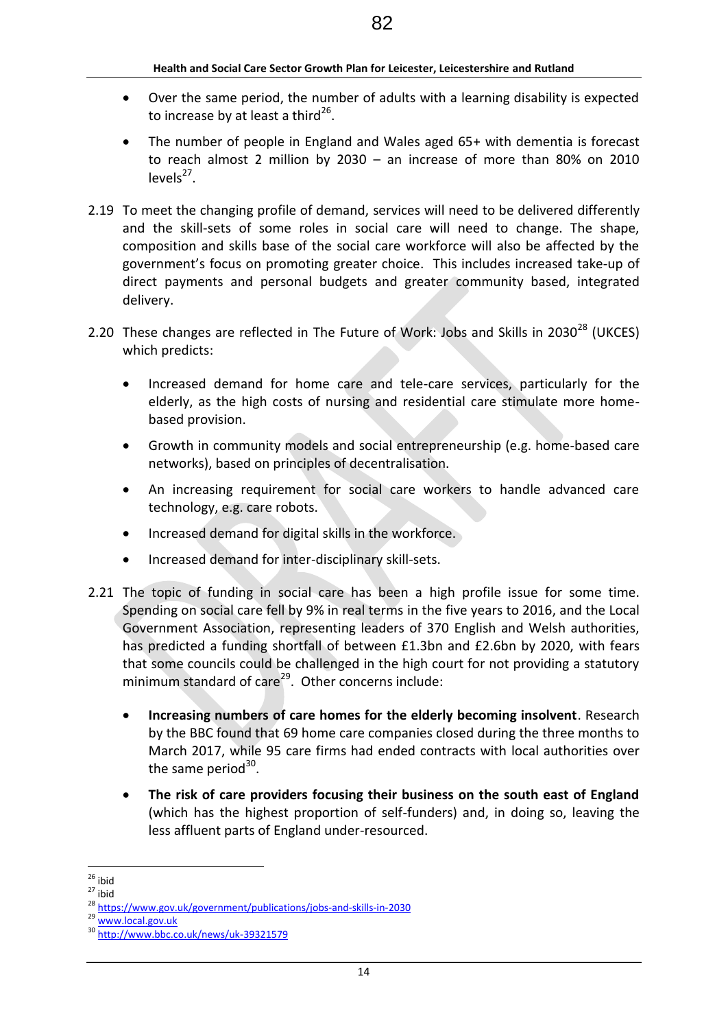- Over the same period, the number of adults with a learning disability is expected to increase by at least a third[26].
- The number of people in England and Wales aged 65+ with dementia is forecast to reach almost 2 million by 2030 – an increase of more than 80% on 2010 levels[27].

2.19 To meet the changing profile of demand, services will need to be delivered differently and the skill-sets of some roles in social care will need to change. The shape, composition and skills base of the social care workforce will also be affected by the government's focus on promoting greater choice. This includes increased take-up of direct payments and personal budgets and greater community based, integrated delivery.

2.20 These changes are reflected in The Future of Work: Jobs and Skills in 2030[28] (UKCES) which predicts:

- Increased demand for home care and tele-care services, particularly for the elderly, as the high costs of nursing and residential care stimulate more home-based provision.
- Growth in community models and social entrepreneurship (e.g. home-based care networks), based on principles of decentralisation.
- An increasing requirement for social care workers to handle advanced care technology, e.g. care robots.
- Increased demand for digital skills in the workforce.
- Increased demand for inter-disciplinary skill-sets.

2.21 The topic of funding in social care has been a high profile issue for some time. Spending on social care fell by 9% in real terms in the five years to 2016, and the Local Government Association, representing leaders of 370 English and Welsh authorities, has predicted a funding shortfall of between £1.3bn and £2.6bn by 2020, with fears that some councils could be challenged in the high court for not providing a statutory minimum standard of care[29]. Other concerns include:

- **Increasing numbers of care homes for the elderly becoming insolvent**. Research by the BBC found that 69 home care companies closed during the three months to March 2017, while 95 care firms had ended contracts with local authorities over the same period[30].
- **The risk of care providers focusing their business on the south east of England** (which has the highest proportion of self-funders) and, in doing so, leaving the less affluent parts of England under-resourced.

---

[26] ibid
[27] ibid
[28] https://www.gov.uk/government/publications/jobs-and-skills-in-2030
[29] www.local.gov.uk
[30] http://www.bbc.co.uk/news/uk-39321579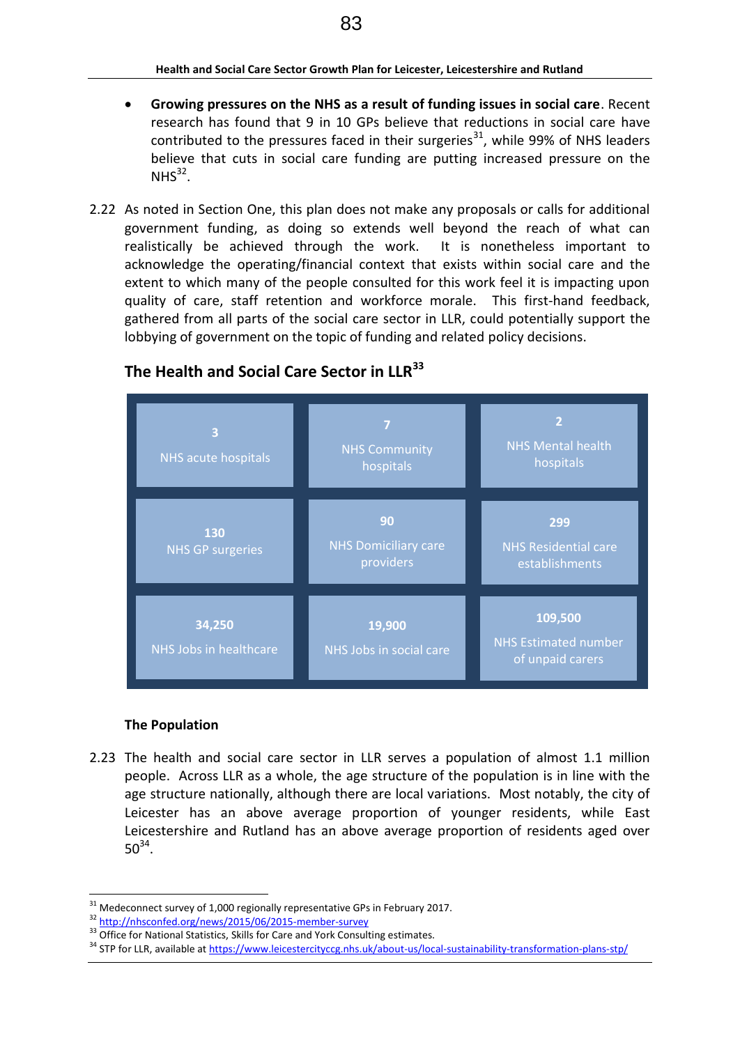- **Growing pressures on the NHS as a result of funding issues in social care**. Recent research has found that 9 in 10 GPs believe that reductions in social care have contributed to the pressures faced in their surgeries[31], while 99% of NHS leaders believe that cuts in social care funding are putting increased pressure on the NHS[32].

2.22 As noted in Section One, this plan does not make any proposals or calls for additional government funding, as doing so extends well beyond the reach of what can realistically be achieved through the work. It is nonetheless important to acknowledge the operating/financial context that exists within social care and the extent to which many of the people consulted for this work feel it is impacting upon quality of care, staff retention and workforce morale. This first-hand feedback, gathered from all parts of the social care sector in LLR, could potentially support the lobbying of government on the topic of funding and related policy decisions.

## The Health and Social Care Sector in LLR[33]

| | | |
|---|---|---|
| **3**<br>NHS acute hospitals | **7**<br>NHS Community hospitals | **2**<br>NHS Mental health hospitals |
| **130**<br>NHS GP surgeries | **90**<br>NHS Domiciliary care providers | **299**<br>NHS Residential care establishments |
| **34,250**<br>NHS Jobs in healthcare | **19,900**<br>NHS Jobs in social care | **109,500**<br>NHS Estimated number of unpaid carers |

### The Population

2.23 The health and social care sector in LLR serves a population of almost 1.1 million people. Across LLR as a whole, the age structure of the population is in line with the age structure nationally, although there are local variations. Most notably, the city of Leicester has an above average proportion of younger residents, while East Leicestershire and Rutland has an above average proportion of residents aged over 50[34].

---

[31] Medeconnect survey of 1,000 regionally representative GPs in February 2017.
[32] http://nhsconfed.org/news/2015/06/2015-member-survey
[33] Office for National Statistics, Skills for Care and York Consulting estimates.
[34] STP for LLR, available at https://www.leicestercityccg.nhs.uk/about-us/local-sustainability-transformation-plans-stp/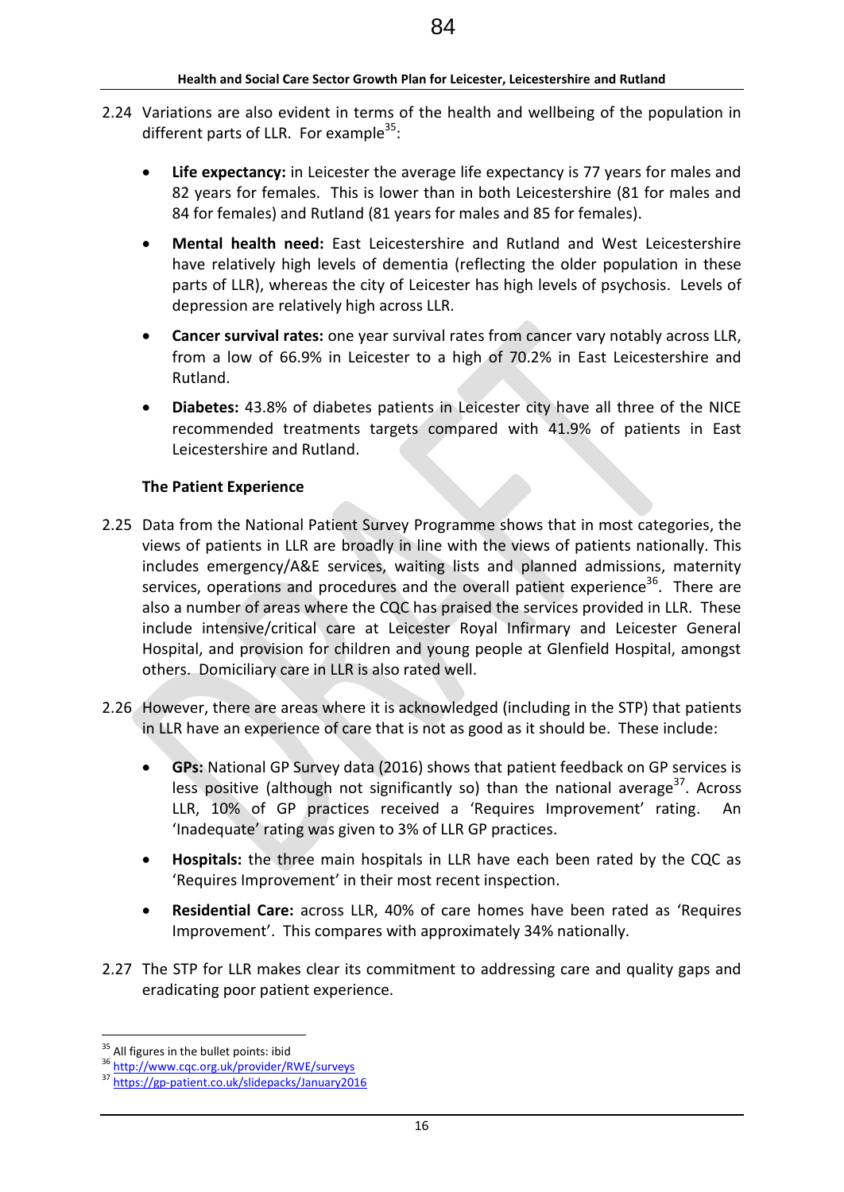2.24 Variations are also evident in terms of the health and wellbeing of the population in different parts of LLR. For example[35]:

- **Life expectancy:** in Leicester the average life expectancy is 77 years for males and 82 years for females. This is lower than in both Leicestershire (81 for males and 84 for females) and Rutland (81 years for males and 85 for females).
- **Mental health need:** East Leicestershire and Rutland and West Leicestershire have relatively high levels of dementia (reflecting the older population in these parts of LLR), whereas the city of Leicester has high levels of psychosis. Levels of depression are relatively high across LLR.
- **Cancer survival rates:** one year survival rates from cancer vary notably across LLR, from a low of 66.9% in Leicester to a high of 70.2% in East Leicestershire and Rutland.
- **Diabetes:** 43.8% of diabetes patients in Leicester city have all three of the NICE recommended treatments targets compared with 41.9% of patients in East Leicestershire and Rutland.

**The Patient Experience**

2.25 Data from the National Patient Survey Programme shows that in most categories, the views of patients in LLR are broadly in line with the views of patients nationally. This includes emergency/A&E services, waiting lists and planned admissions, maternity services, operations and procedures and the overall patient experience[36]. There are also a number of areas where the CQC has praised the services provided in LLR. These include intensive/critical care at Leicester Royal Infirmary and Leicester General Hospital, and provision for children and young people at Glenfield Hospital, amongst others. Domiciliary care in LLR is also rated well.

2.26 However, there are areas where it is acknowledged (including in the STP) that patients in LLR have an experience of care that is not as good as it should be. These include:

- **GPs:** National GP Survey data (2016) shows that patient feedback on GP services is less positive (although not significantly so) than the national average[37]. Across LLR, 10% of GP practices received a 'Requires Improvement' rating. An 'Inadequate' rating was given to 3% of LLR GP practices.
- **Hospitals:** the three main hospitals in LLR have each been rated by the CQC as 'Requires Improvement' in their most recent inspection.
- **Residential Care:** across LLR, 40% of care homes have been rated as 'Requires Improvement'. This compares with approximately 34% nationally.

2.27 The STP for LLR makes clear its commitment to addressing care and quality gaps and eradicating poor patient experience.

[35] All figures in the bullet points: ibid
[36] http://www.cqc.org.uk/provider/RWE/surveys
[37] https://gp-patient.co.uk/slidepacks/January2016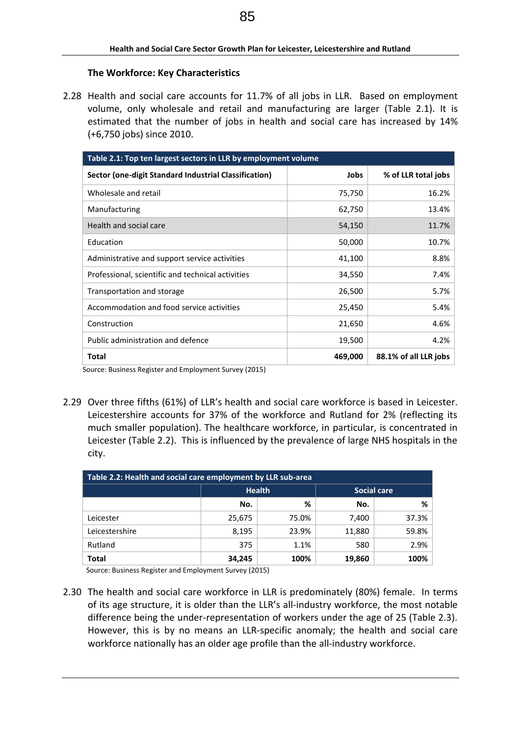### The Workforce: Key Characteristics

2.28 Health and social care accounts for 11.7% of all jobs in LLR. Based on employment volume, only wholesale and retail and manufacturing are larger (Table 2.1). It is estimated that the number of jobs in health and social care has increased by 14% (+6,750 jobs) since 2010.

**Table 2.1: Top ten largest sectors in LLR by employment volume**

| Sector (one-digit Standard Industrial Classification) | Jobs | % of LLR total jobs |
|---|---|---|
| Wholesale and retail | 75,750 | 16.2% |
| Manufacturing | 62,750 | 13.4% |
| Health and social care | 54,150 | 11.7% |
| Education | 50,000 | 10.7% |
| Administrative and support service activities | 41,100 | 8.8% |
| Professional, scientific and technical activities | 34,550 | 7.4% |
| Transportation and storage | 26,500 | 5.7% |
| Accommodation and food service activities | 25,450 | 5.4% |
| Construction | 21,650 | 4.6% |
| Public administration and defence | 19,500 | 4.2% |
| **Total** | **469,000** | **88.1% of all LLR jobs** |

Source: Business Register and Employment Survey (2015)

2.29 Over three fifths (61%) of LLR's health and social care workforce is based in Leicester. Leicestershire accounts for 37% of the workforce and Rutland for 2% (reflecting its much smaller population). The healthcare workforce, in particular, is concentrated in Leicester (Table 2.2). This is influenced by the prevalence of large NHS hospitals in the city.

**Table 2.2: Health and social care employment by LLR sub-area**

| | Health | | Social care | |
|---|---|---|---|---|
| | No. | % | No. | % |
| Leicester | 25,675 | 75.0% | 7,400 | 37.3% |
| Leicestershire | 8,195 | 23.9% | 11,880 | 59.8% |
| Rutland | 375 | 1.1% | 580 | 2.9% |
| **Total** | **34,245** | **100%** | **19,860** | **100%** |

Source: Business Register and Employment Survey (2015)

2.30 The health and social care workforce in LLR is predominately (80%) female. In terms of its age structure, it is older than the LLR's all-industry workforce, the most notable difference being the under-representation of workers under the age of 25 (Table 2.3). However, this is by no means an LLR-specific anomaly; the health and social care workforce nationally has an older age profile than the all-industry workforce.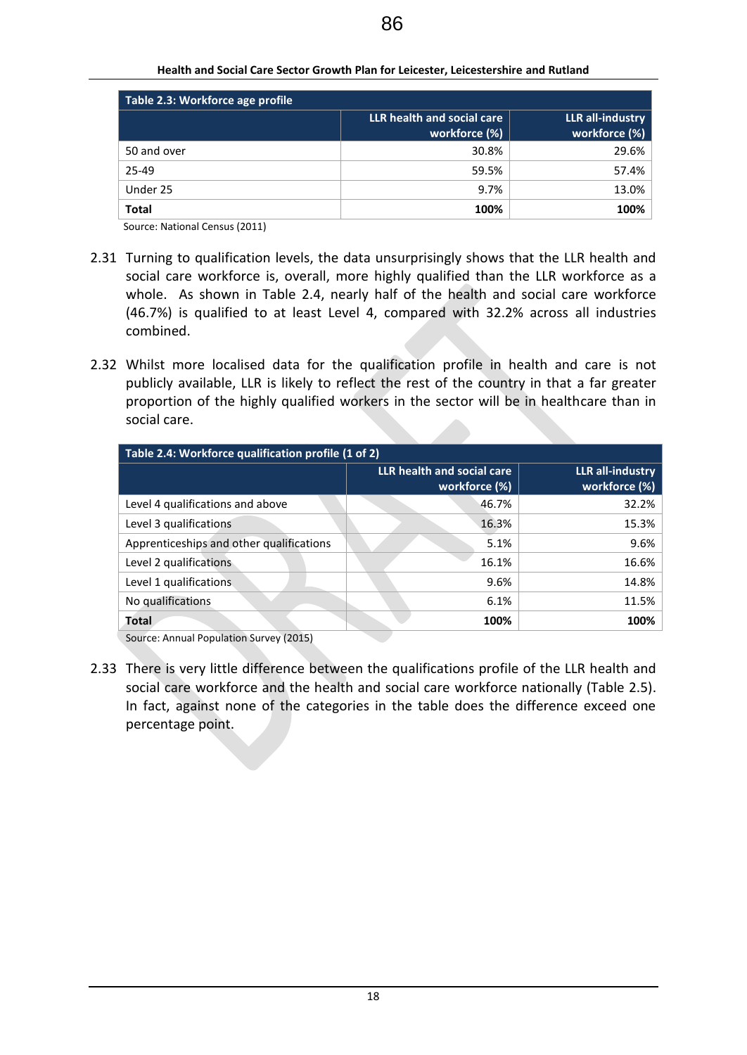| Table 2.3: Workforce age profile | | |
|---|---|---|
| | LLR health and social care workforce (%) | LLR all-industry workforce (%) |
| 50 and over | 30.8% | 29.6% |
| 25-49 | 59.5% | 57.4% |
| Under 25 | 9.7% | 13.0% |
| **Total** | **100%** | **100%** |

Source: National Census (2011)

2.31 Turning to qualification levels, the data unsurprisingly shows that the LLR health and social care workforce is, overall, more highly qualified than the LLR workforce as a whole. As shown in Table 2.4, nearly half of the health and social care workforce (46.7%) is qualified to at least Level 4, compared with 32.2% across all industries combined.

2.32 Whilst more localised data for the qualification profile in health and care is not publicly available, LLR is likely to reflect the rest of the country in that a far greater proportion of the highly qualified workers in the sector will be in healthcare than in social care.

| Table 2.4: Workforce qualification profile (1 of 2) | | |
|---|---|---|
| | LLR health and social care workforce (%) | LLR all-industry workforce (%) |
| Level 4 qualifications and above | 46.7% | 32.2% |
| Level 3 qualifications | 16.3% | 15.3% |
| Apprenticeships and other qualifications | 5.1% | 9.6% |
| Level 2 qualifications | 16.1% | 16.6% |
| Level 1 qualifications | 9.6% | 14.8% |
| No qualifications | 6.1% | 11.5% |
| **Total** | **100%** | **100%** |

Source: Annual Population Survey (2015)

2.33 There is very little difference between the qualifications profile of the LLR health and social care workforce and the health and social care workforce nationally (Table 2.5). In fact, against none of the categories in the table does the difference exceed one percentage point.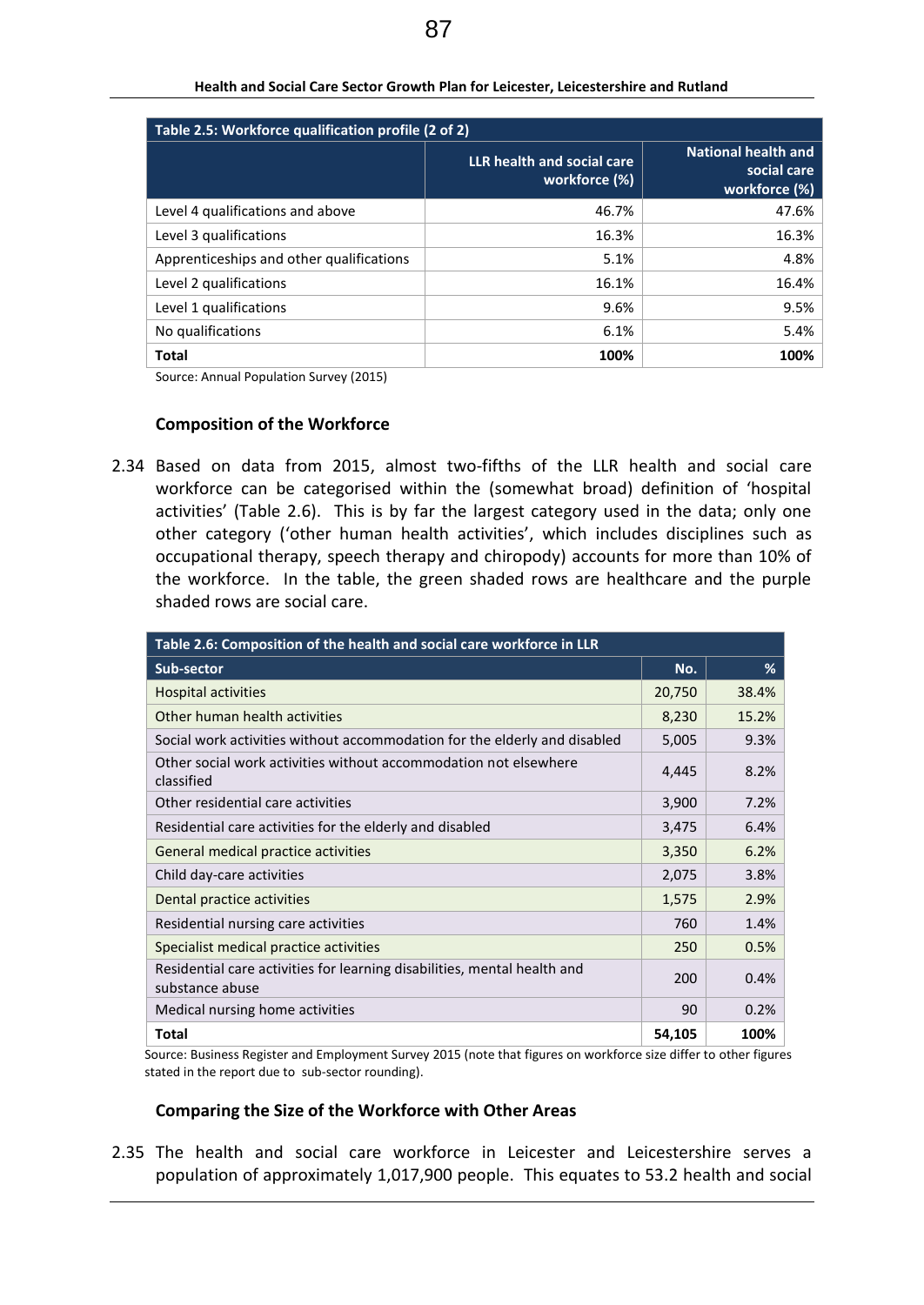| Table 2.5: Workforce qualification profile (2 of 2) | | |
|---|---|---|
| | LLR health and social care workforce (%) | National health and social care workforce (%) |
| Level 4 qualifications and above | 46.7% | 47.6% |
| Level 3 qualifications | 16.3% | 16.3% |
| Apprenticeships and other qualifications | 5.1% | 4.8% |
| Level 2 qualifications | 16.1% | 16.4% |
| Level 1 qualifications | 9.6% | 9.5% |
| No qualifications | 6.1% | 5.4% |
| **Total** | **100%** | **100%** |

Source: Annual Population Survey (2015)

### Composition of the Workforce

2.34 Based on data from 2015, almost two-fifths of the LLR health and social care workforce can be categorised within the (somewhat broad) definition of 'hospital activities' (Table 2.6). This is by far the largest category used in the data; only one other category ('other human health activities', which includes disciplines such as occupational therapy, speech therapy and chiropody) accounts for more than 10% of the workforce. In the table, the green shaded rows are healthcare and the purple shaded rows are social care.

| Table 2.6: Composition of the health and social care workforce in LLR | | |
|---|---|---|
| **Sub-sector** | **No.** | **%** |
| Hospital activities | 20,750 | 38.4% |
| Other human health activities | 8,230 | 15.2% |
| Social work activities without accommodation for the elderly and disabled | 5,005 | 9.3% |
| Other social work activities without accommodation not elsewhere classified | 4,445 | 8.2% |
| Other residential care activities | 3,900 | 7.2% |
| Residential care activities for the elderly and disabled | 3,475 | 6.4% |
| General medical practice activities | 3,350 | 6.2% |
| Child day-care activities | 2,075 | 3.8% |
| Dental practice activities | 1,575 | 2.9% |
| Residential nursing care activities | 760 | 1.4% |
| Specialist medical practice activities | 250 | 0.5% |
| Residential care activities for learning disabilities, mental health and substance abuse | 200 | 0.4% |
| Medical nursing home activities | 90 | 0.2% |
| **Total** | **54,105** | **100%** |

Source: Business Register and Employment Survey 2015 (note that figures on workforce size differ to other figures stated in the report due to sub-sector rounding).

### Comparing the Size of the Workforce with Other Areas

2.35 The health and social care workforce in Leicester and Leicestershire serves a population of approximately 1,017,900 people. This equates to 53.2 health and social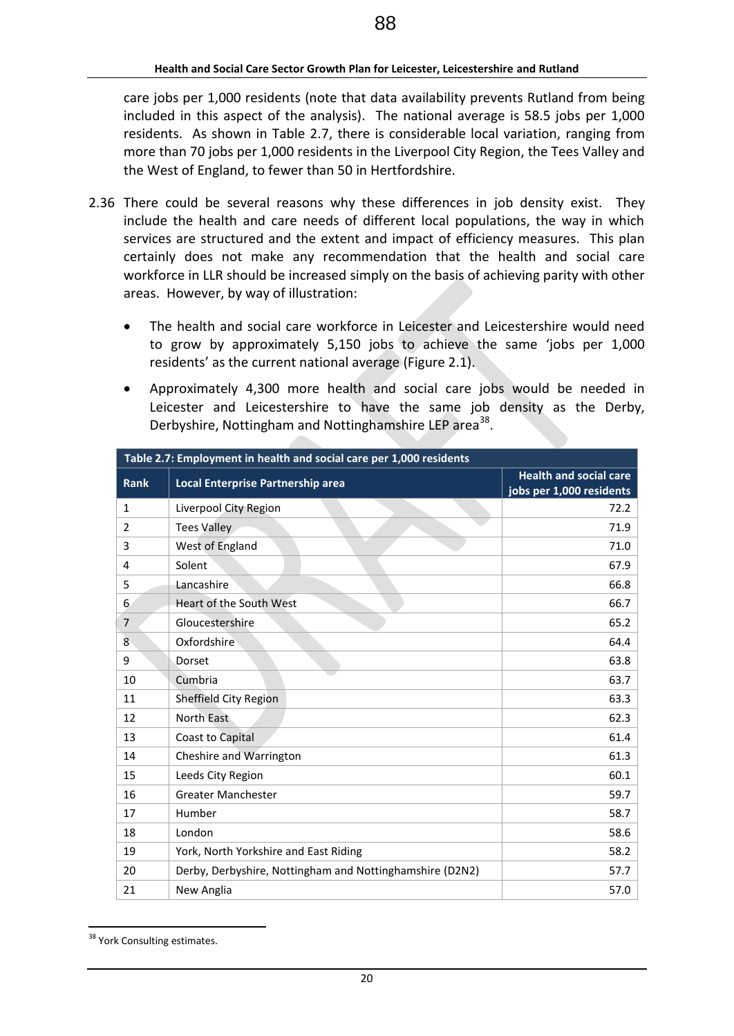care jobs per 1,000 residents (note that data availability prevents Rutland from being included in this aspect of the analysis). The national average is 58.5 jobs per 1,000 residents. As shown in Table 2.7, there is considerable local variation, ranging from more than 70 jobs per 1,000 residents in the Liverpool City Region, the Tees Valley and the West of England, to fewer than 50 in Hertfordshire.

2.36 There could be several reasons why these differences in job density exist. They include the health and care needs of different local populations, the way in which services are structured and the extent and impact of efficiency measures. This plan certainly does not make any recommendation that the health and social care workforce in LLR should be increased simply on the basis of achieving parity with other areas. However, by way of illustration:

- The health and social care workforce in Leicester and Leicestershire would need to grow by approximately 5,150 jobs to achieve the same 'jobs per 1,000 residents' as the current national average (Figure 2.1).
- Approximately 4,300 more health and social care jobs would be needed in Leicester and Leicestershire to have the same job density as the Derby, Derbyshire, Nottingham and Nottinghamshire LEP area[38].

**Table 2.7: Employment in health and social care per 1,000 residents**

| Rank | Local Enterprise Partnership area | Health and social care jobs per 1,000 residents |
|---|---|---|
| 1 | Liverpool City Region | 72.2 |
| 2 | Tees Valley | 71.9 |
| 3 | West of England | 71.0 |
| 4 | Solent | 67.9 |
| 5 | Lancashire | 66.8 |
| 6 | Heart of the South West | 66.7 |
| 7 | Gloucestershire | 65.2 |
| 8 | Oxfordshire | 64.4 |
| 9 | Dorset | 63.8 |
| 10 | Cumbria | 63.7 |
| 11 | Sheffield City Region | 63.3 |
| 12 | North East | 62.3 |
| 13 | Coast to Capital | 61.4 |
| 14 | Cheshire and Warrington | 61.3 |
| 15 | Leeds City Region | 60.1 |
| 16 | Greater Manchester | 59.7 |
| 17 | Humber | 58.7 |
| 18 | London | 58.6 |
| 19 | York, North Yorkshire and East Riding | 58.2 |
| 20 | Derby, Derbyshire, Nottingham and Nottinghamshire (D2N2) | 57.7 |
| 21 | New Anglia | 57.0 |

[38] York Consulting estimates.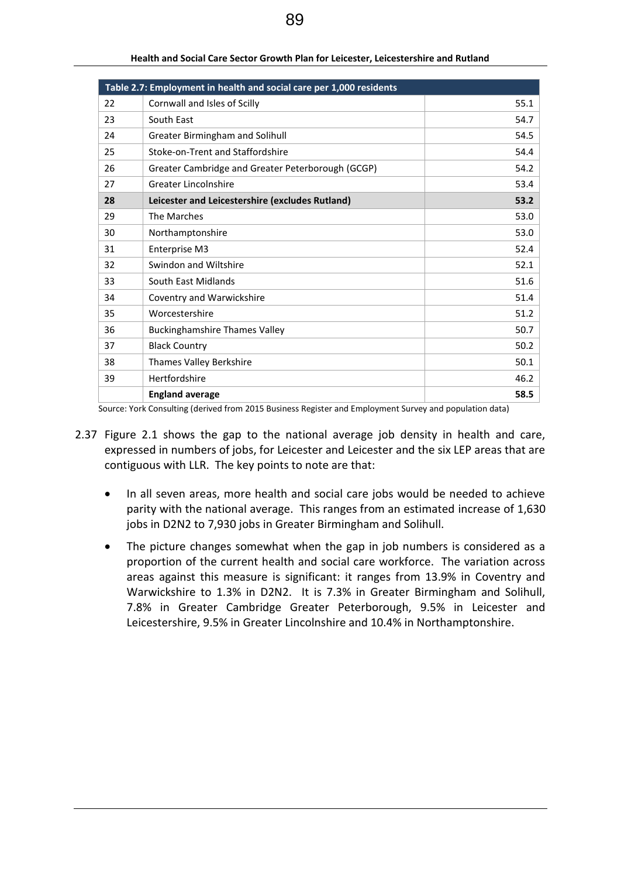| Table 2.7: Employment in health and social care per 1,000 residents | | |
|---|---|---|
| 22 | Cornwall and Isles of Scilly | 55.1 |
| 23 | South East | 54.7 |
| 24 | Greater Birmingham and Solihull | 54.5 |
| 25 | Stoke-on-Trent and Staffordshire | 54.4 |
| 26 | Greater Cambridge and Greater Peterborough (GCGP) | 54.2 |
| 27 | Greater Lincolnshire | 53.4 |
| **28** | **Leicester and Leicestershire (excludes Rutland)** | **53.2** |
| 29 | The Marches | 53.0 |
| 30 | Northamptonshire | 53.0 |
| 31 | Enterprise M3 | 52.4 |
| 32 | Swindon and Wiltshire | 52.1 |
| 33 | South East Midlands | 51.6 |
| 34 | Coventry and Warwickshire | 51.4 |
| 35 | Worcestershire | 51.2 |
| 36 | Buckinghamshire Thames Valley | 50.7 |
| 37 | Black Country | 50.2 |
| 38 | Thames Valley Berkshire | 50.1 |
| 39 | Hertfordshire | 46.2 |
| | **England average** | **58.5** |

Source: York Consulting (derived from 2015 Business Register and Employment Survey and population data)

2.37 Figure 2.1 shows the gap to the national average job density in health and care, expressed in numbers of jobs, for Leicester and Leicester and the six LEP areas that are contiguous with LLR. The key points to note are that:

- In all seven areas, more health and social care jobs would be needed to achieve parity with the national average. This ranges from an estimated increase of 1,630 jobs in D2N2 to 7,930 jobs in Greater Birmingham and Solihull.
- The picture changes somewhat when the gap in job numbers is considered as a proportion of the current health and social care workforce. The variation across areas against this measure is significant: it ranges from 13.9% in Coventry and Warwickshire to 1.3% in D2N2. It is 7.3% in Greater Birmingham and Solihull, 7.8% in Greater Cambridge Greater Peterborough, 9.5% in Leicester and Leicestershire, 9.5% in Greater Lincolnshire and 10.4% in Northamptonshire.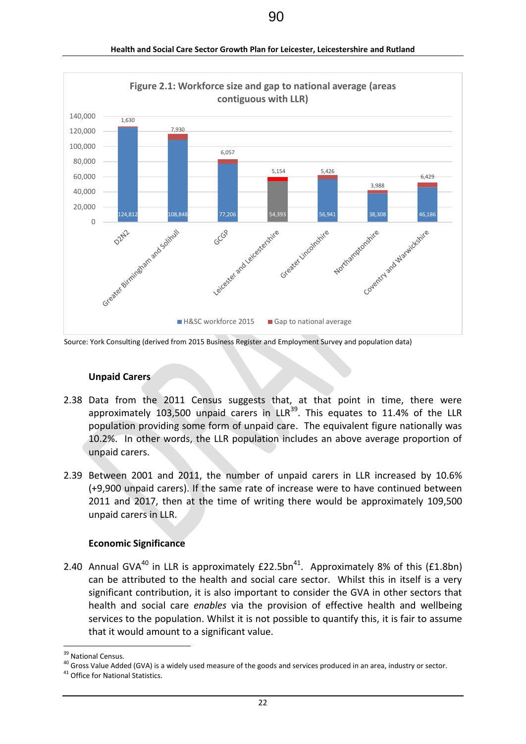**Figure 2.1: Workforce size and gap to national average (areas contiguous with LLR)**

| Area | H&SC workforce 2015 | Gap to national average |
|---|---|---|
| D2N2 | 124,812 | 1,630 |
| Greater Birmingham and Solihull | 108,848 | 7,930 |
| GCGP | 77,206 | 6,057 |
| Leicester and Leicestershire | 54,393 | 5,154 |
| Greater Lincolnshire | 56,941 | 5,426 |
| Northamptonshire | 38,308 | 3,988 |
| Coventry and Warwickshire | 46,186 | 6,429 |

Source: York Consulting (derived from 2015 Business Register and Employment Survey and population data)

### Unpaid Carers

2.38 Data from the 2011 Census suggests that, at that point in time, there were approximately 103,500 unpaid carers in LLR[39]. This equates to 11.4% of the LLR population providing some form of unpaid care. The equivalent figure nationally was 10.2%. In other words, the LLR population includes an above average proportion of unpaid carers.

2.39 Between 2001 and 2011, the number of unpaid carers in LLR increased by 10.6% (+9,900 unpaid carers). If the same rate of increase were to have continued between 2011 and 2017, then at the time of writing there would be approximately 109,500 unpaid carers in LLR.

### Economic Significance

2.40 Annual GVA[40] in LLR is approximately £22.5bn[41]. Approximately 8% of this (£1.8bn) can be attributed to the health and social care sector. Whilst this in itself is a very significant contribution, it is also important to consider the GVA in other sectors that health and social care *enables* via the provision of effective health and wellbeing services to the population. Whilst it is not possible to quantify this, it is fair to assume that it would amount to a significant value.

[39] National Census.
[40] Gross Value Added (GVA) is a widely used measure of the goods and services produced in an area, industry or sector.
[41] Office for National Statistics.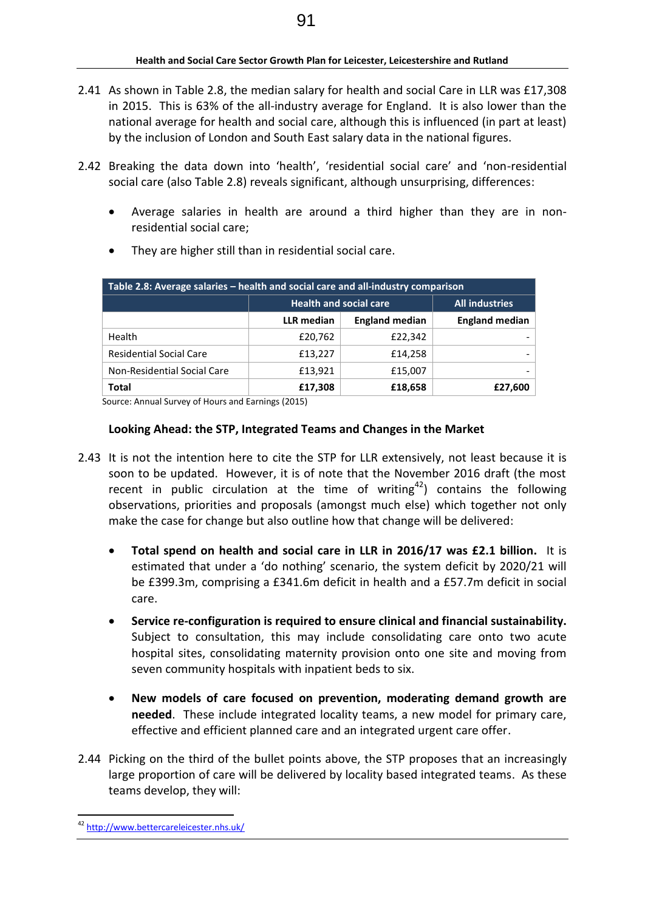2.41 As shown in Table 2.8, the median salary for health and social Care in LLR was £17,308 in 2015. This is 63% of the all-industry average for England. It is also lower than the national average for health and social care, although this is influenced (in part at least) by the inclusion of London and South East salary data in the national figures.

2.42 Breaking the data down into 'health', 'residential social care' and 'non-residential social care (also Table 2.8) reveals significant, although unsurprising, differences:

- Average salaries in health are around a third higher than they are in non-residential social care;
- They are higher still than in residential social care.

| Table 2.8: Average salaries – health and social care and all-industry comparison | | | |
|---|---|---|---|
| | Health and social care | | All industries |
| | LLR median | England median | England median |
| Health | £20,762 | £22,342 | - |
| Residential Social Care | £13,227 | £14,258 | - |
| Non-Residential Social Care | £13,921 | £15,007 | - |
| **Total** | **£17,308** | **£18,658** | **£27,600** |

Source: Annual Survey of Hours and Earnings (2015)

### Looking Ahead: the STP, Integrated Teams and Changes in the Market

2.43 It is not the intention here to cite the STP for LLR extensively, not least because it is soon to be updated. However, it is of note that the November 2016 draft (the most recent in public circulation at the time of writing[42]) contains the following observations, priorities and proposals (amongst much else) which together not only make the case for change but also outline how that change will be delivered:

- **Total spend on health and social care in LLR in 2016/17 was £2.1 billion.** It is estimated that under a 'do nothing' scenario, the system deficit by 2020/21 will be £399.3m, comprising a £341.6m deficit in health and a £57.7m deficit in social care.
- **Service re-configuration is required to ensure clinical and financial sustainability.** Subject to consultation, this may include consolidating care onto two acute hospital sites, consolidating maternity provision onto one site and moving from seven community hospitals with inpatient beds to six.
- **New models of care focused on prevention, moderating demand growth are needed**. These include integrated locality teams, a new model for primary care, effective and efficient planned care and an integrated urgent care offer.

2.44 Picking on the third of the bullet points above, the STP proposes that an increasingly large proportion of care will be delivered by locality based integrated teams. As these teams develop, they will:

[42] http://www.bettercareleicester.nhs.uk/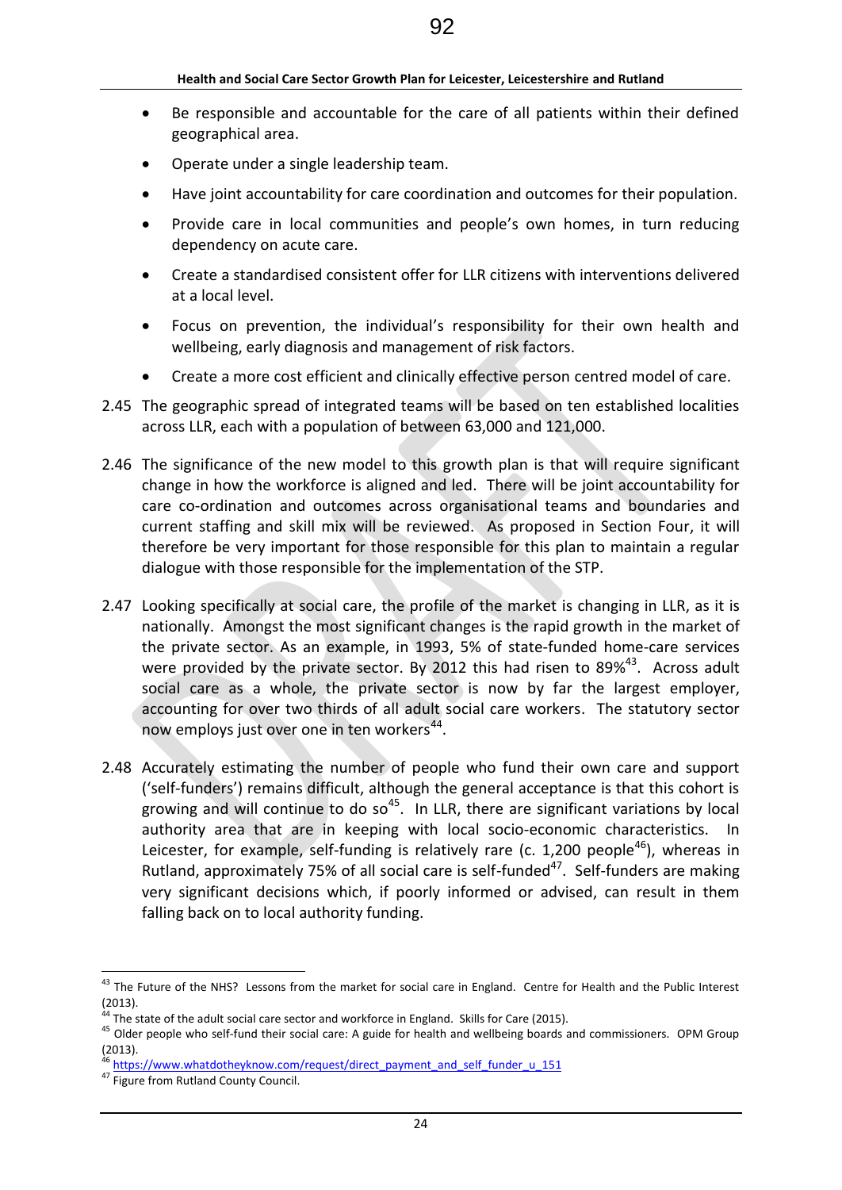- Be responsible and accountable for the care of all patients within their defined geographical area.
- Operate under a single leadership team.
- Have joint accountability for care coordination and outcomes for their population.
- Provide care in local communities and people's own homes, in turn reducing dependency on acute care.
- Create a standardised consistent offer for LLR citizens with interventions delivered at a local level.
- Focus on prevention, the individual's responsibility for their own health and wellbeing, early diagnosis and management of risk factors.
- Create a more cost efficient and clinically effective person centred model of care.

2.45 The geographic spread of integrated teams will be based on ten established localities across LLR, each with a population of between 63,000 and 121,000.

2.46 The significance of the new model to this growth plan is that will require significant change in how the workforce is aligned and led. There will be joint accountability for care co-ordination and outcomes across organisational teams and boundaries and current staffing and skill mix will be reviewed. As proposed in Section Four, it will therefore be very important for those responsible for this plan to maintain a regular dialogue with those responsible for the implementation of the STP.

2.47 Looking specifically at social care, the profile of the market is changing in LLR, as it is nationally. Amongst the most significant changes is the rapid growth in the market of the private sector. As an example, in 1993, 5% of state-funded home-care services were provided by the private sector. By 2012 this had risen to 89%[43]. Across adult social care as a whole, the private sector is now by far the largest employer, accounting for over two thirds of all adult social care workers. The statutory sector now employs just over one in ten workers[44].

2.48 Accurately estimating the number of people who fund their own care and support ('self-funders') remains difficult, although the general acceptance is that this cohort is growing and will continue to do so[45]. In LLR, there are significant variations by local authority area that are in keeping with local socio-economic characteristics. In Leicester, for example, self-funding is relatively rare (c. 1,200 people[46]), whereas in Rutland, approximately 75% of all social care is self-funded[47]. Self-funders are making very significant decisions which, if poorly informed or advised, can result in them falling back on to local authority funding.

---

[43] The Future of the NHS? Lessons from the market for social care in England. Centre for Health and the Public Interest (2013).

[44] The state of the adult social care sector and workforce in England. Skills for Care (2015).

[45] Older people who self-fund their social care: A guide for health and wellbeing boards and commissioners. OPM Group (2013).

[46] https://www.whatdotheyknow.com/request/direct_payment_and_self_funder_u_151

[47] Figure from Rutland County Council.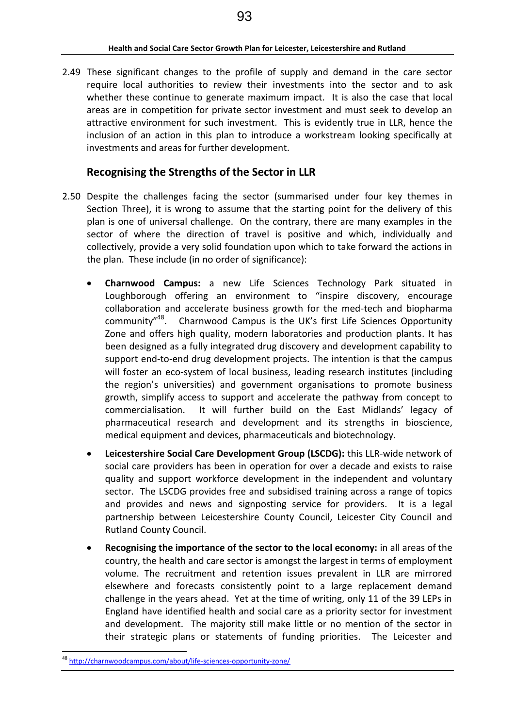2.49 These significant changes to the profile of supply and demand in the care sector require local authorities to review their investments into the sector and to ask whether these continue to generate maximum impact. It is also the case that local areas are in competition for private sector investment and must seek to develop an attractive environment for such investment. This is evidently true in LLR, hence the inclusion of an action in this plan to introduce a workstream looking specifically at investments and areas for further development.

## Recognising the Strengths of the Sector in LLR

2.50 Despite the challenges facing the sector (summarised under four key themes in Section Three), it is wrong to assume that the starting point for the delivery of this plan is one of universal challenge. On the contrary, there are many examples in the sector of where the direction of travel is positive and which, individually and collectively, provide a very solid foundation upon which to take forward the actions in the plan. These include (in no order of significance):

- **Charnwood Campus:** a new Life Sciences Technology Park situated in Loughborough offering an environment to "inspire discovery, encourage collaboration and accelerate business growth for the med-tech and biopharma community"[48]. Charnwood Campus is the UK's first Life Sciences Opportunity Zone and offers high quality, modern laboratories and production plants. It has been designed as a fully integrated drug discovery and development capability to support end-to-end drug development projects. The intention is that the campus will foster an eco-system of local business, leading research institutes (including the region's universities) and government organisations to promote business growth, simplify access to support and accelerate the pathway from concept to commercialisation. It will further build on the East Midlands' legacy of pharmaceutical research and development and its strengths in bioscience, medical equipment and devices, pharmaceuticals and biotechnology.
- **Leicestershire Social Care Development Group (LSCDG):** this LLR-wide network of social care providers has been in operation for over a decade and exists to raise quality and support workforce development in the independent and voluntary sector. The LSCDG provides free and subsidised training across a range of topics and provides and news and signposting service for providers. It is a legal partnership between Leicestershire County Council, Leicester City Council and Rutland County Council.
- **Recognising the importance of the sector to the local economy:** in all areas of the country, the health and care sector is amongst the largest in terms of employment volume. The recruitment and retention issues prevalent in LLR are mirrored elsewhere and forecasts consistently point to a large replacement demand challenge in the years ahead. Yet at the time of writing, only 11 of the 39 LEPs in England have identified health and social care as a priority sector for investment and development. The majority still make little or no mention of the sector in their strategic plans or statements of funding priorities. The Leicester and

---

[48] http://charnwoodcampus.com/about/life-sciences-opportunity-zone/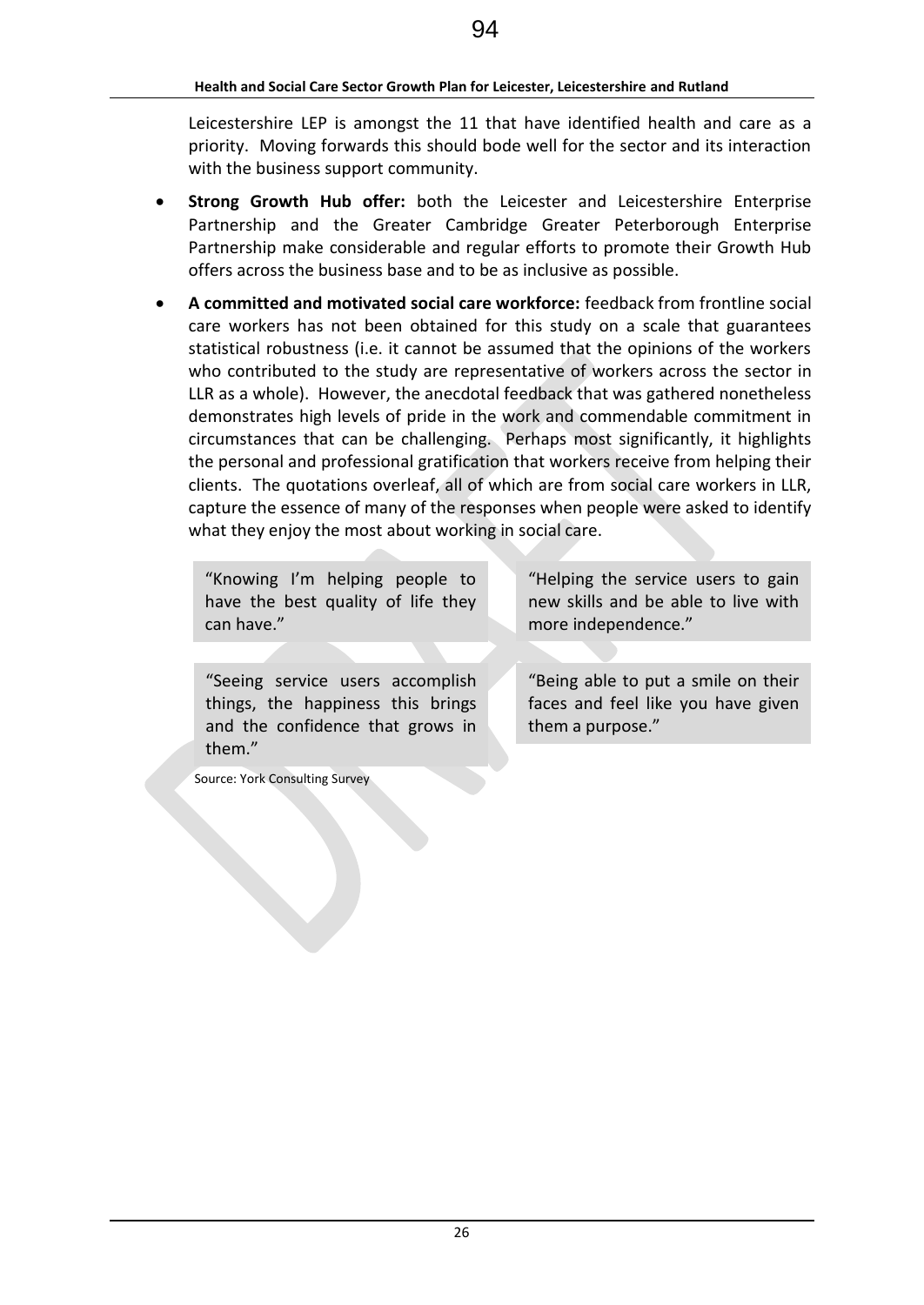Leicestershire LEP is amongst the 11 that have identified health and care as a priority. Moving forwards this should bode well for the sector and its interaction with the business support community.

- **Strong Growth Hub offer:** both the Leicester and Leicestershire Enterprise Partnership and the Greater Cambridge Greater Peterborough Enterprise Partnership make considerable and regular efforts to promote their Growth Hub offers across the business base and to be as inclusive as possible.
- **A committed and motivated social care workforce:** feedback from frontline social care workers has not been obtained for this study on a scale that guarantees statistical robustness (i.e. it cannot be assumed that the opinions of the workers who contributed to the study are representative of workers across the sector in LLR as a whole). However, the anecdotal feedback that was gathered nonetheless demonstrates high levels of pride in the work and commendable commitment in circumstances that can be challenging. Perhaps most significantly, it highlights the personal and professional gratification that workers receive from helping their clients. The quotations overleaf, all of which are from social care workers in LLR, capture the essence of many of the responses when people were asked to identify what they enjoy the most about working in social care.

> "Knowing I'm helping people to have the best quality of life they can have."

> "Helping the service users to gain new skills and be able to live with more independence."

> "Seeing service users accomplish things, the happiness this brings and the confidence that grows in them."

> "Being able to put a smile on their faces and feel like you have given them a purpose."

Source: York Consulting Survey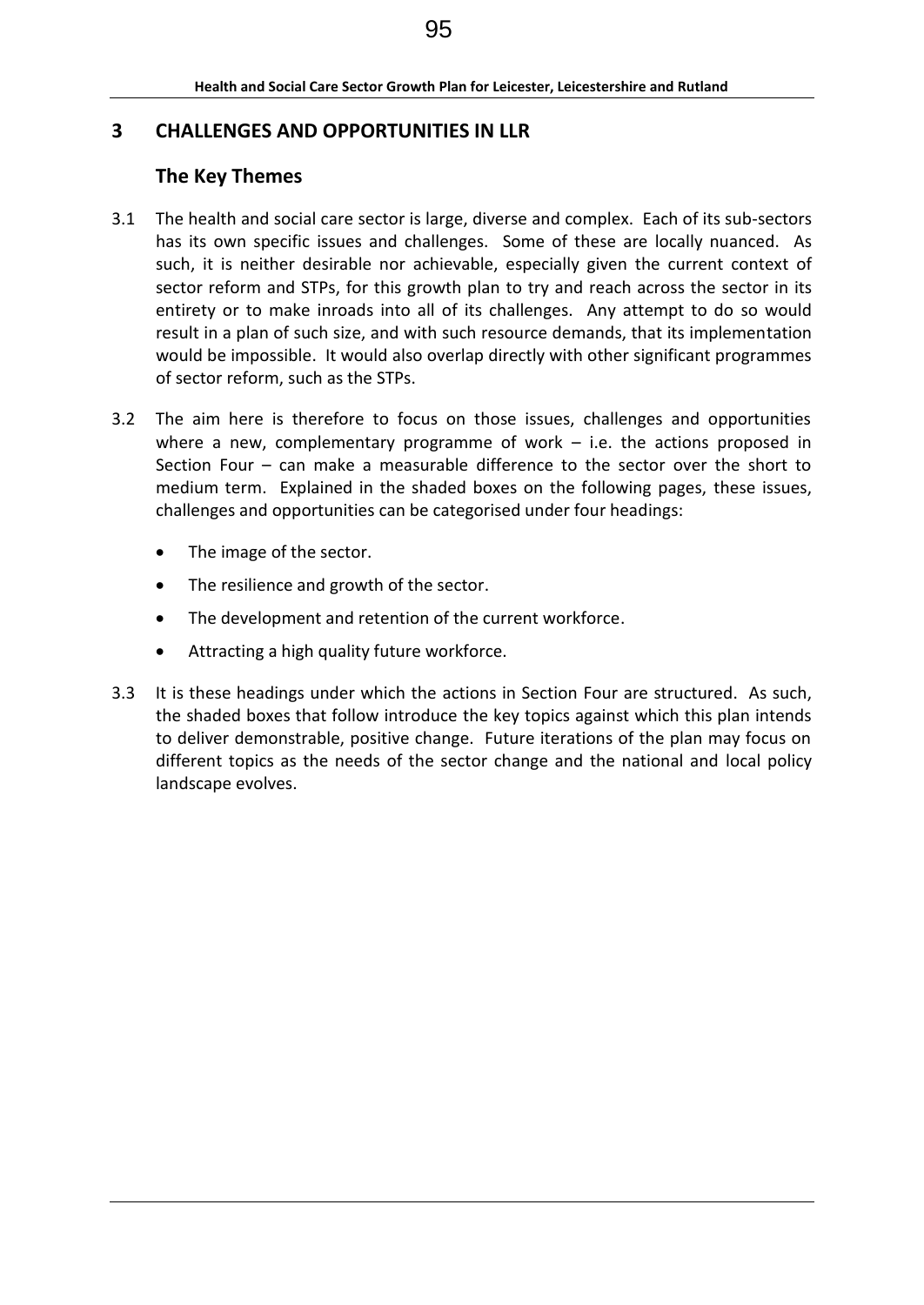# 3 CHALLENGES AND OPPORTUNITIES IN LLR

## The Key Themes

3.1 The health and social care sector is large, diverse and complex. Each of its sub-sectors has its own specific issues and challenges. Some of these are locally nuanced. As such, it is neither desirable nor achievable, especially given the current context of sector reform and STPs, for this growth plan to try and reach across the sector in its entirety or to make inroads into all of its challenges. Any attempt to do so would result in a plan of such size, and with such resource demands, that its implementation would be impossible. It would also overlap directly with other significant programmes of sector reform, such as the STPs.

3.2 The aim here is therefore to focus on those issues, challenges and opportunities where a new, complementary programme of work – i.e. the actions proposed in Section Four – can make a measurable difference to the sector over the short to medium term. Explained in the shaded boxes on the following pages, these issues, challenges and opportunities can be categorised under four headings:

- The image of the sector.
- The resilience and growth of the sector.
- The development and retention of the current workforce.
- Attracting a high quality future workforce.

3.3 It is these headings under which the actions in Section Four are structured. As such, the shaded boxes that follow introduce the key topics against which this plan intends to deliver demonstrable, positive change. Future iterations of the plan may focus on different topics as the needs of the sector change and the national and local policy landscape evolves.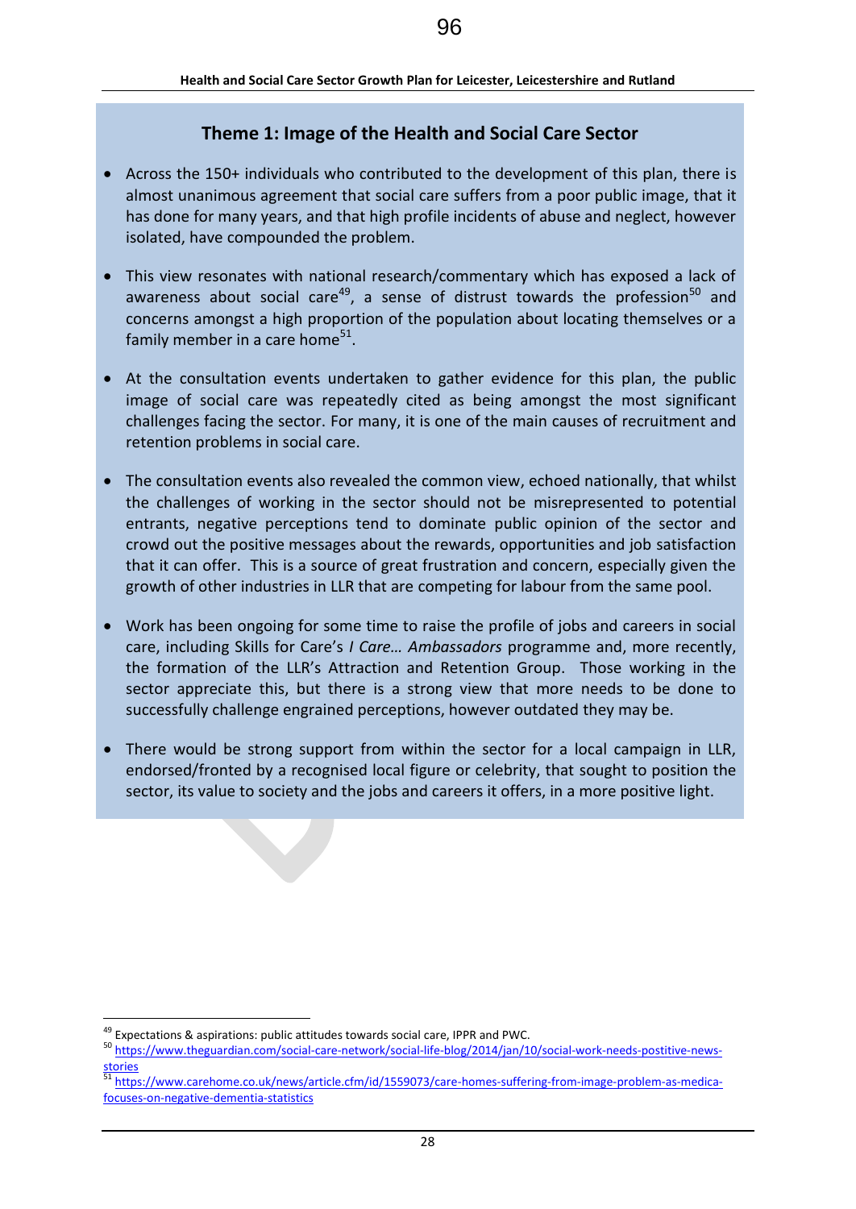## Theme 1: Image of the Health and Social Care Sector

- Across the 150+ individuals who contributed to the development of this plan, there is almost unanimous agreement that social care suffers from a poor public image, that it has done for many years, and that high profile incidents of abuse and neglect, however isolated, have compounded the problem.

- This view resonates with national research/commentary which has exposed a lack of awareness about social care[49], a sense of distrust towards the profession[50] and concerns amongst a high proportion of the population about locating themselves or a family member in a care home[51].

- At the consultation events undertaken to gather evidence for this plan, the public image of social care was repeatedly cited as being amongst the most significant challenges facing the sector. For many, it is one of the main causes of recruitment and retention problems in social care.

- The consultation events also revealed the common view, echoed nationally, that whilst the challenges of working in the sector should not be misrepresented to potential entrants, negative perceptions tend to dominate public opinion of the sector and crowd out the positive messages about the rewards, opportunities and job satisfaction that it can offer. This is a source of great frustration and concern, especially given the growth of other industries in LLR that are competing for labour from the same pool.

- Work has been ongoing for some time to raise the profile of jobs and careers in social care, including Skills for Care's *I Care… Ambassadors* programme and, more recently, the formation of the LLR's Attraction and Retention Group. Those working in the sector appreciate this, but there is a strong view that more needs to be done to successfully challenge engrained perceptions, however outdated they may be.

- There would be strong support from within the sector for a local campaign in LLR, endorsed/fronted by a recognised local figure or celebrity, that sought to position the sector, its value to society and the jobs and careers it offers, in a more positive light.

---

[49] Expectations & aspirations: public attitudes towards social care, IPPR and PWC.

[50] https://www.theguardian.com/social-care-network/social-life-blog/2014/jan/10/social-work-needs-postitive-news-stories

[51] https://www.carehome.co.uk/news/article.cfm/id/1559073/care-homes-suffering-from-image-problem-as-medica-focuses-on-negative-dementia-statistics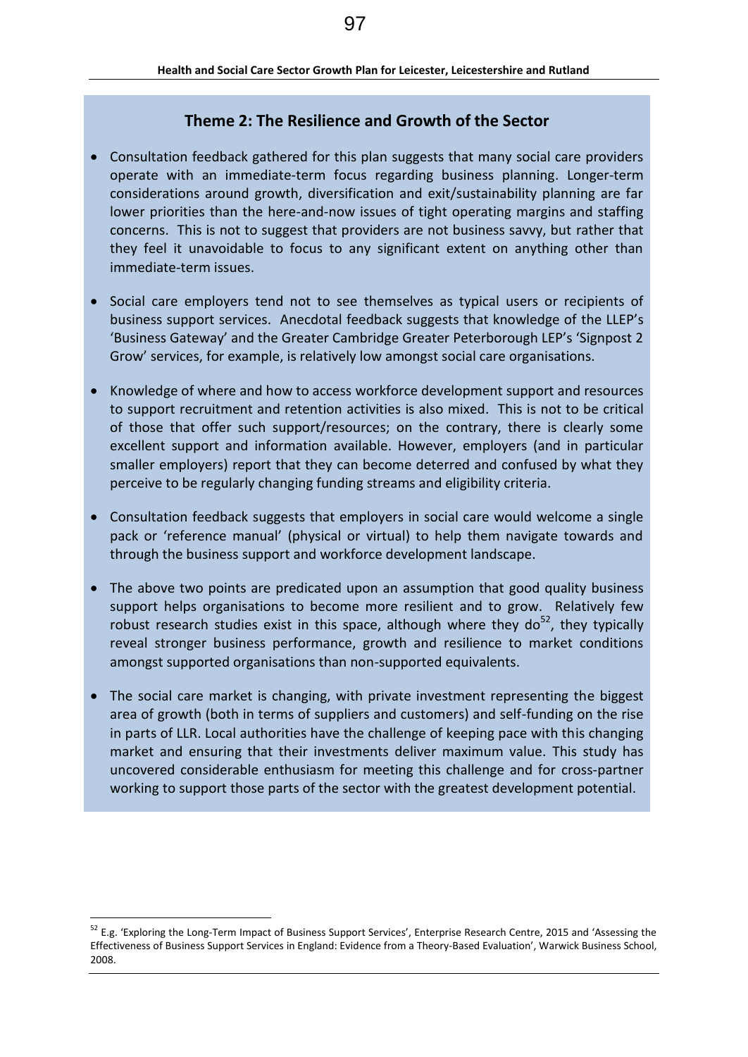## Theme 2: The Resilience and Growth of the Sector

- Consultation feedback gathered for this plan suggests that many social care providers operate with an immediate-term focus regarding business planning. Longer-term considerations around growth, diversification and exit/sustainability planning are far lower priorities than the here-and-now issues of tight operating margins and staffing concerns. This is not to suggest that providers are not business savvy, but rather that they feel it unavoidable to focus to any significant extent on anything other than immediate-term issues.

- Social care employers tend not to see themselves as typical users or recipients of business support services. Anecdotal feedback suggests that knowledge of the LLEP's 'Business Gateway' and the Greater Cambridge Greater Peterborough LEP's 'Signpost 2 Grow' services, for example, is relatively low amongst social care organisations.

- Knowledge of where and how to access workforce development support and resources to support recruitment and retention activities is also mixed. This is not to be critical of those that offer such support/resources; on the contrary, there is clearly some excellent support and information available. However, employers (and in particular smaller employers) report that they can become deterred and confused by what they perceive to be regularly changing funding streams and eligibility criteria.

- Consultation feedback suggests that employers in social care would welcome a single pack or 'reference manual' (physical or virtual) to help them navigate towards and through the business support and workforce development landscape.

- The above two points are predicated upon an assumption that good quality business support helps organisations to become more resilient and to grow. Relatively few robust research studies exist in this space, although where they do[52], they typically reveal stronger business performance, growth and resilience to market conditions amongst supported organisations than non-supported equivalents.

- The social care market is changing, with private investment representing the biggest area of growth (both in terms of suppliers and customers) and self-funding on the rise in parts of LLR. Local authorities have the challenge of keeping pace with this changing market and ensuring that their investments deliver maximum value. This study has uncovered considerable enthusiasm for meeting this challenge and for cross-partner working to support those parts of the sector with the greatest development potential.

---

[52] E.g. 'Exploring the Long-Term Impact of Business Support Services', Enterprise Research Centre, 2015 and 'Assessing the Effectiveness of Business Support Services in England: Evidence from a Theory-Based Evaluation', Warwick Business School, 2008.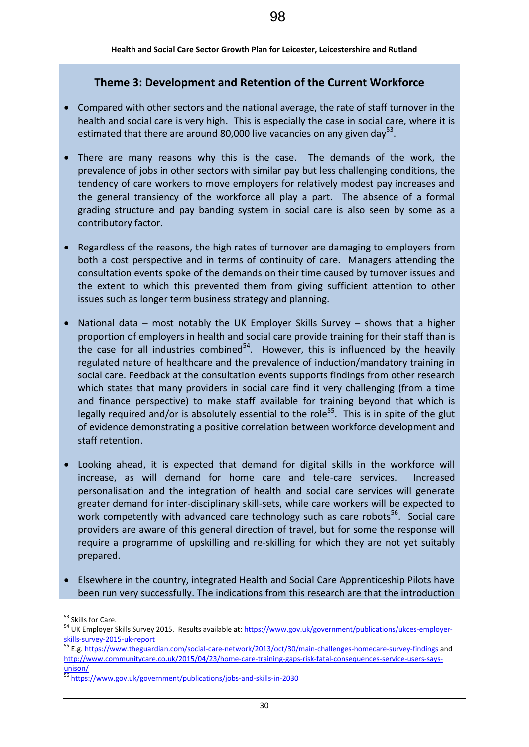## Theme 3: Development and Retention of the Current Workforce

- Compared with other sectors and the national average, the rate of staff turnover in the health and social care is very high. This is especially the case in social care, where it is estimated that there are around 80,000 live vacancies on any given day[53].

- There are many reasons why this is the case. The demands of the work, the prevalence of jobs in other sectors with similar pay but less challenging conditions, the tendency of care workers to move employers for relatively modest pay increases and the general transiency of the workforce all play a part. The absence of a formal grading structure and pay banding system in social care is also seen by some as a contributory factor.

- Regardless of the reasons, the high rates of turnover are damaging to employers from both a cost perspective and in terms of continuity of care. Managers attending the consultation events spoke of the demands on their time caused by turnover issues and the extent to which this prevented them from giving sufficient attention to other issues such as longer term business strategy and planning.

- National data – most notably the UK Employer Skills Survey – shows that a higher proportion of employers in health and social care provide training for their staff than is the case for all industries combined[54]. However, this is influenced by the heavily regulated nature of healthcare and the prevalence of induction/mandatory training in social care. Feedback at the consultation events supports findings from other research which states that many providers in social care find it very challenging (from a time and finance perspective) to make staff available for training beyond that which is legally required and/or is absolutely essential to the role[55]. This is in spite of the glut of evidence demonstrating a positive correlation between workforce development and staff retention.

- Looking ahead, it is expected that demand for digital skills in the workforce will increase, as will demand for home care and tele-care services. Increased personalisation and the integration of health and social care services will generate greater demand for inter-disciplinary skill-sets, while care workers will be expected to work competently with advanced care technology such as care robots[56]. Social care providers are aware of this general direction of travel, but for some the response will require a programme of upskilling and re-skilling for which they are not yet suitably prepared.

- Elsewhere in the country, integrated Health and Social Care Apprenticeship Pilots have been run very successfully. The indications from this research are that the introduction

---

[53] Skills for Care.

[54] UK Employer Skills Survey 2015. Results available at: https://www.gov.uk/government/publications/ukces-employer-skills-survey-2015-uk-report

[55] E.g. https://www.theguardian.com/social-care-network/2013/oct/30/main-challenges-homecare-survey-findings and http://www.communitycare.co.uk/2015/04/23/home-care-training-gaps-risk-fatal-consequences-service-users-says-unison/

[56] https://www.gov.uk/government/publications/jobs-and-skills-in-2030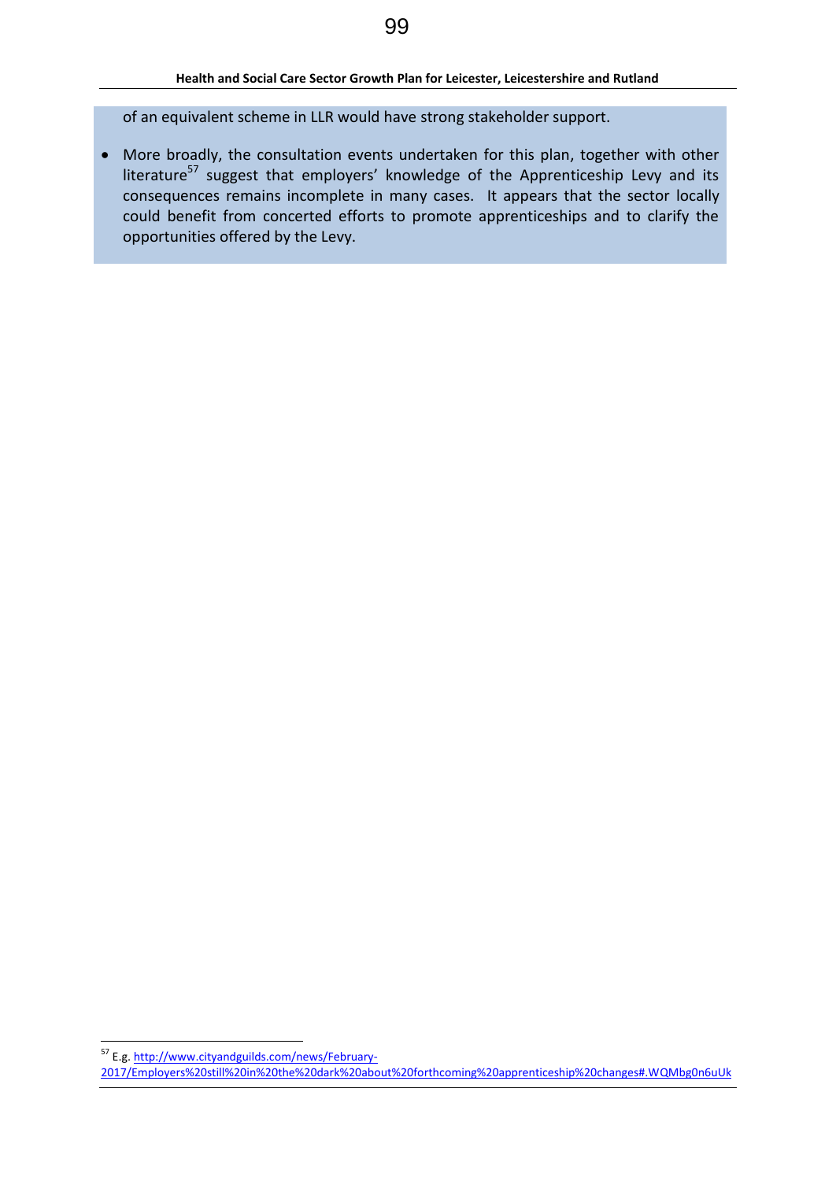of an equivalent scheme in LLR would have strong stakeholder support.

- More broadly, the consultation events undertaken for this plan, together with other literature[57] suggest that employers' knowledge of the Apprenticeship Levy and its consequences remains incomplete in many cases. It appears that the sector locally could benefit from concerted efforts to promote apprenticeships and to clarify the opportunities offered by the Levy.

---

[57] E.g. http://www.cityandguilds.com/news/February-2017/Employers%20still%20in%20the%20dark%20about%20forthcoming%20apprenticeship%20changes#.WQMbg0n6uUk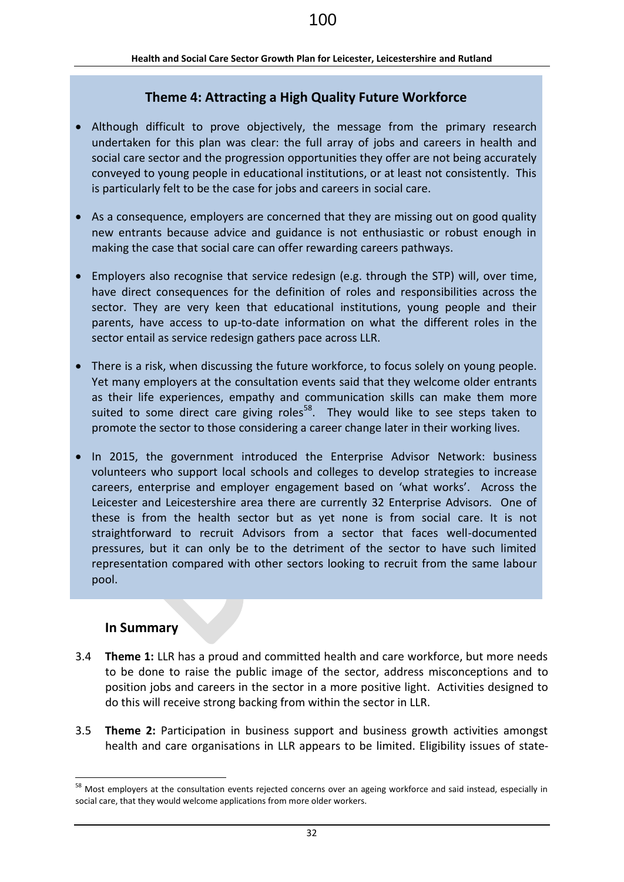### Theme 4: Attracting a High Quality Future Workforce

- Although difficult to prove objectively, the message from the primary research undertaken for this plan was clear: the full array of jobs and careers in health and social care sector and the progression opportunities they offer are not being accurately conveyed to young people in educational institutions, or at least not consistently. This is particularly felt to be the case for jobs and careers in social care.

- As a consequence, employers are concerned that they are missing out on good quality new entrants because advice and guidance is not enthusiastic or robust enough in making the case that social care can offer rewarding careers pathways.

- Employers also recognise that service redesign (e.g. through the STP) will, over time, have direct consequences for the definition of roles and responsibilities across the sector. They are very keen that educational institutions, young people and their parents, have access to up-to-date information on what the different roles in the sector entail as service redesign gathers pace across LLR.

- There is a risk, when discussing the future workforce, to focus solely on young people. Yet many employers at the consultation events said that they welcome older entrants as their life experiences, empathy and communication skills can make them more suited to some direct care giving roles[58]. They would like to see steps taken to promote the sector to those considering a career change later in their working lives.

- In 2015, the government introduced the Enterprise Advisor Network: business volunteers who support local schools and colleges to develop strategies to increase careers, enterprise and employer engagement based on 'what works'. Across the Leicester and Leicestershire area there are currently 32 Enterprise Advisors. One of these is from the health sector but as yet none is from social care. It is not straightforward to recruit Advisors from a sector that faces well-documented pressures, but it can only be to the detriment of the sector to have such limited representation compared with other sectors looking to recruit from the same labour pool.

## In Summary

3.4 **Theme 1:** LLR has a proud and committed health and care workforce, but more needs to be done to raise the public image of the sector, address misconceptions and to position jobs and careers in the sector in a more positive light. Activities designed to do this will receive strong backing from within the sector in LLR.

3.5 **Theme 2:** Participation in business support and business growth activities amongst health and care organisations in LLR appears to be limited. Eligibility issues of state-

---

[58] Most employers at the consultation events rejected concerns over an ageing workforce and said instead, especially in social care, that they would welcome applications from more older workers.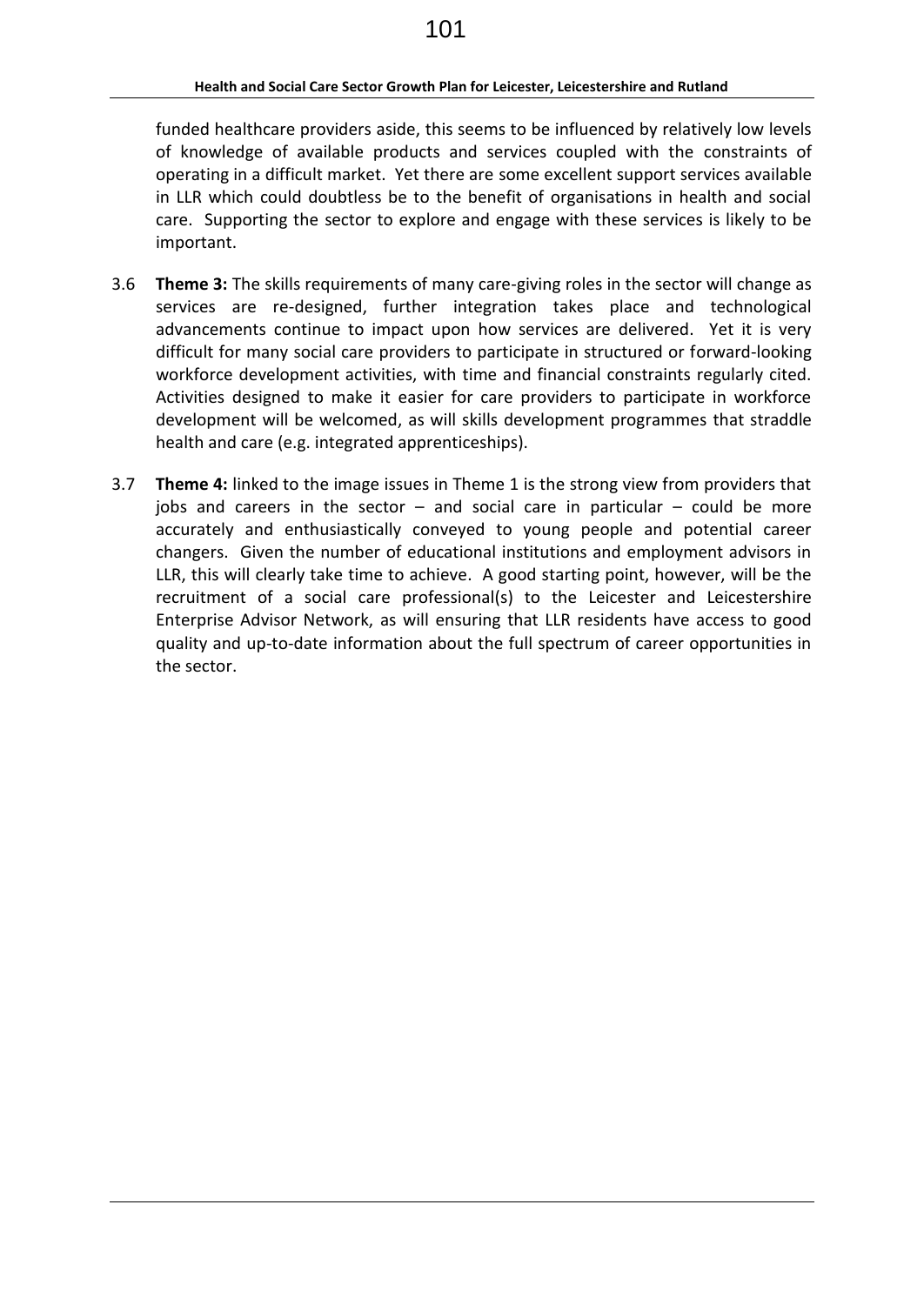funded healthcare providers aside, this seems to be influenced by relatively low levels of knowledge of available products and services coupled with the constraints of operating in a difficult market. Yet there are some excellent support services available in LLR which could doubtless be to the benefit of organisations in health and social care. Supporting the sector to explore and engage with these services is likely to be important.

3.6 **Theme 3:** The skills requirements of many care-giving roles in the sector will change as services are re-designed, further integration takes place and technological advancements continue to impact upon how services are delivered. Yet it is very difficult for many social care providers to participate in structured or forward-looking workforce development activities, with time and financial constraints regularly cited. Activities designed to make it easier for care providers to participate in workforce development will be welcomed, as will skills development programmes that straddle health and care (e.g. integrated apprenticeships).

3.7 **Theme 4:** linked to the image issues in Theme 1 is the strong view from providers that jobs and careers in the sector – and social care in particular – could be more accurately and enthusiastically conveyed to young people and potential career changers. Given the number of educational institutions and employment advisors in LLR, this will clearly take time to achieve. A good starting point, however, will be the recruitment of a social care professional(s) to the Leicester and Leicestershire Enterprise Advisor Network, as will ensuring that LLR residents have access to good quality and up-to-date information about the full spectrum of career opportunities in the sector.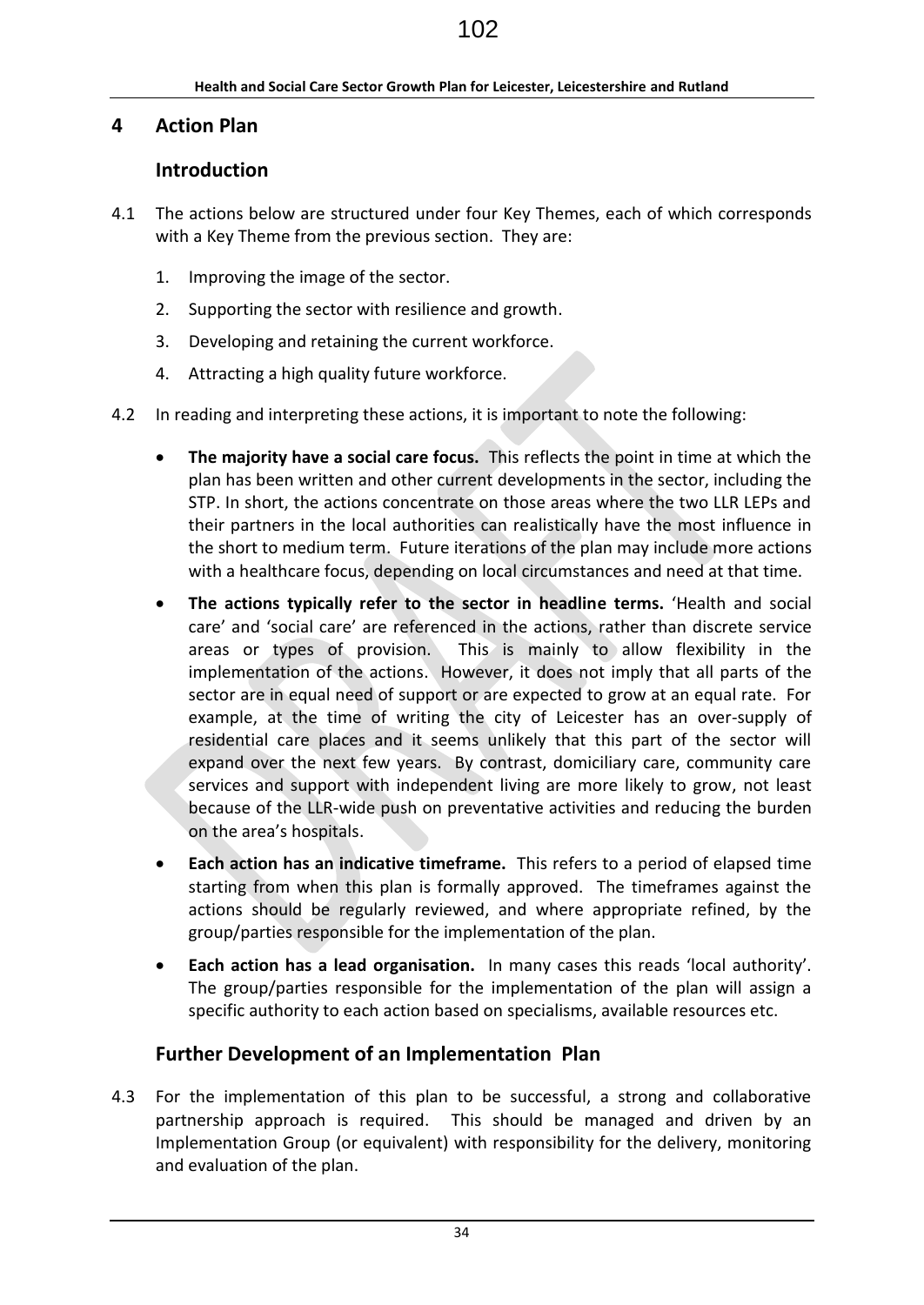## 4 Action Plan

### Introduction

4.1 The actions below are structured under four Key Themes, each of which corresponds with a Key Theme from the previous section. They are:

1. Improving the image of the sector.
2. Supporting the sector with resilience and growth.
3. Developing and retaining the current workforce.
4. Attracting a high quality future workforce.

4.2 In reading and interpreting these actions, it is important to note the following:

- **The majority have a social care focus.** This reflects the point in time at which the plan has been written and other current developments in the sector, including the STP. In short, the actions concentrate on those areas where the two LLR LEPs and their partners in the local authorities can realistically have the most influence in the short to medium term. Future iterations of the plan may include more actions with a healthcare focus, depending on local circumstances and need at that time.
- **The actions typically refer to the sector in headline terms.** 'Health and social care' and 'social care' are referenced in the actions, rather than discrete service areas or types of provision. This is mainly to allow flexibility in the implementation of the actions. However, it does not imply that all parts of the sector are in equal need of support or are expected to grow at an equal rate. For example, at the time of writing the city of Leicester has an over-supply of residential care places and it seems unlikely that this part of the sector will expand over the next few years. By contrast, domiciliary care, community care services and support with independent living are more likely to grow, not least because of the LLR-wide push on preventative activities and reducing the burden on the area's hospitals.
- **Each action has an indicative timeframe.** This refers to a period of elapsed time starting from when this plan is formally approved. The timeframes against the actions should be regularly reviewed, and where appropriate refined, by the group/parties responsible for the implementation of the plan.
- **Each action has a lead organisation.** In many cases this reads 'local authority'. The group/parties responsible for the implementation of the plan will assign a specific authority to each action based on specialisms, available resources etc.

### Further Development of an Implementation Plan

4.3 For the implementation of this plan to be successful, a strong and collaborative partnership approach is required. This should be managed and driven by an Implementation Group (or equivalent) with responsibility for the delivery, monitoring and evaluation of the plan.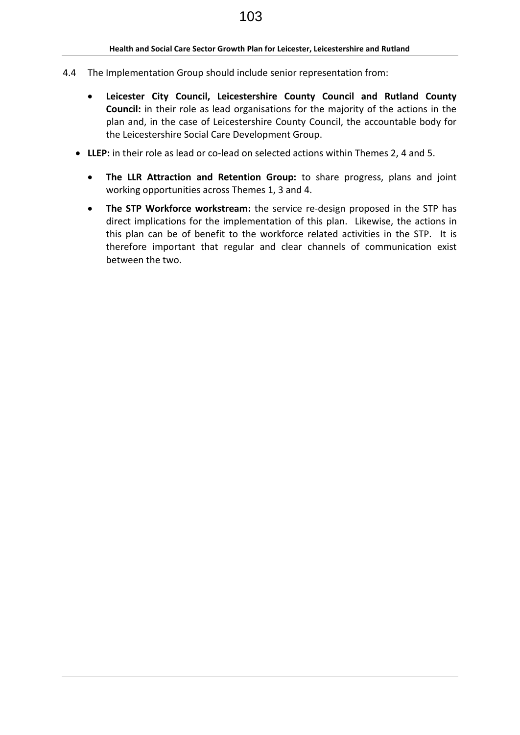4.4 The Implementation Group should include senior representation from:

- **Leicester City Council, Leicestershire County Council and Rutland County Council:** in their role as lead organisations for the majority of the actions in the plan and, in the case of Leicestershire County Council, the accountable body for the Leicestershire Social Care Development Group.
- **LLEP:** in their role as lead or co-lead on selected actions within Themes 2, 4 and 5.
- **The LLR Attraction and Retention Group:** to share progress, plans and joint working opportunities across Themes 1, 3 and 4.
- **The STP Workforce workstream:** the service re-design proposed in the STP has direct implications for the implementation of this plan. Likewise, the actions in this plan can be of benefit to the workforce related activities in the STP. It is therefore important that regular and clear channels of communication exist between the two.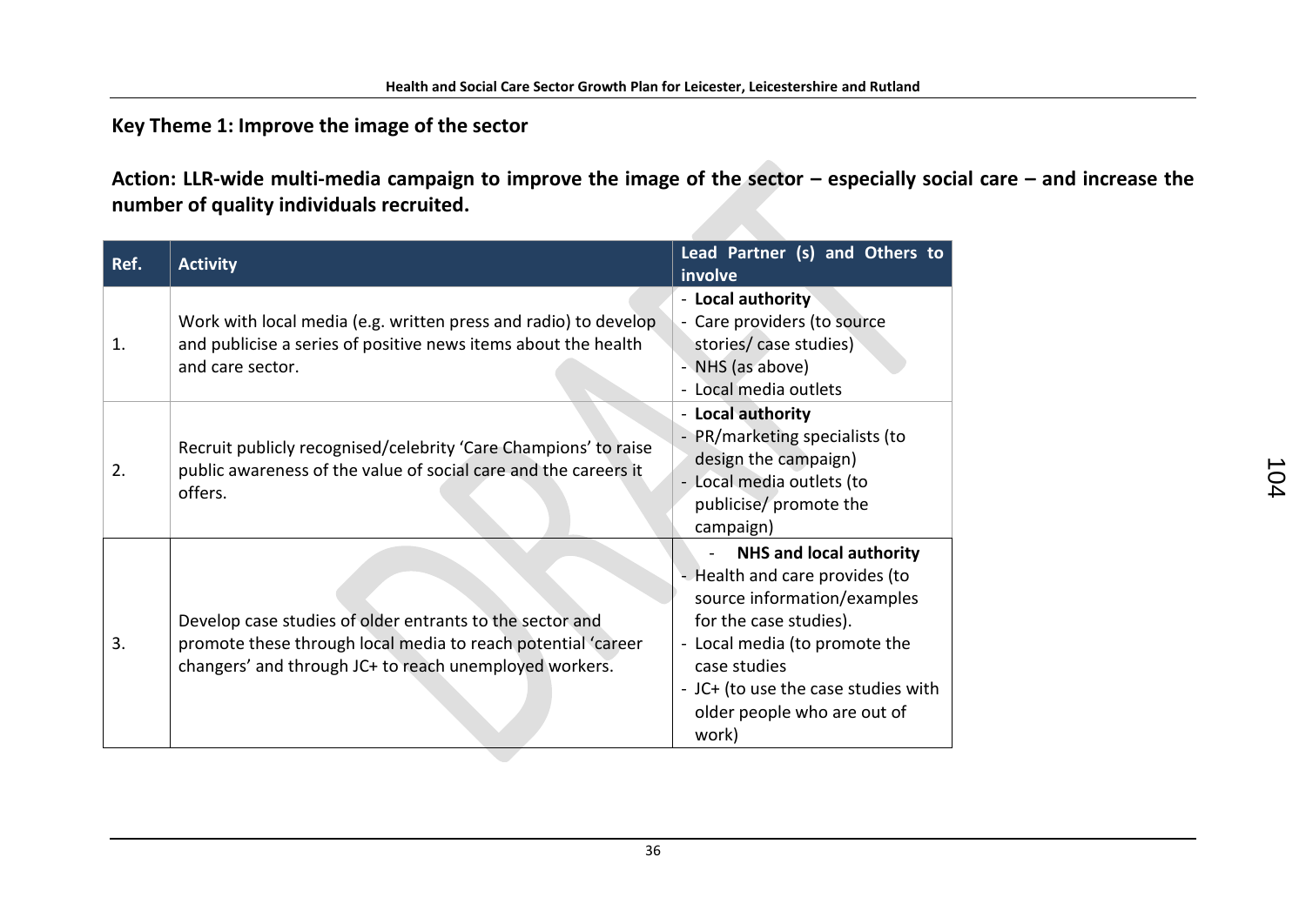## Key Theme 1: Improve the image of the sector

**Action: LLR-wide multi-media campaign to improve the image of the sector – especially social care – and increase the number of quality individuals recruited.**

| Ref. | Activity | Lead Partner (s) and Others to involve |
|---|---|---|
| 1. | Work with local media (e.g. written press and radio) to develop and publicise a series of positive news items about the health and care sector. | - **Local authority**<br>- Care providers (to source stories/ case studies)<br>- NHS (as above)<br>- Local media outlets |
| 2. | Recruit publicly recognised/celebrity 'Care Champions' to raise public awareness of the value of social care and the careers it offers. | - **Local authority**<br>- PR/marketing specialists (to design the campaign)<br>- Local media outlets (to publicise/ promote the campaign) |
| 3. | Develop case studies of older entrants to the sector and promote these through local media to reach potential 'career changers' and through JC+ to reach unemployed workers. | - **NHS and local authority**<br>- Health and care provides (to source information/examples for the case studies).<br>- Local media (to promote the case studies<br>- JC+ (to use the case studies with older people who are out of work) |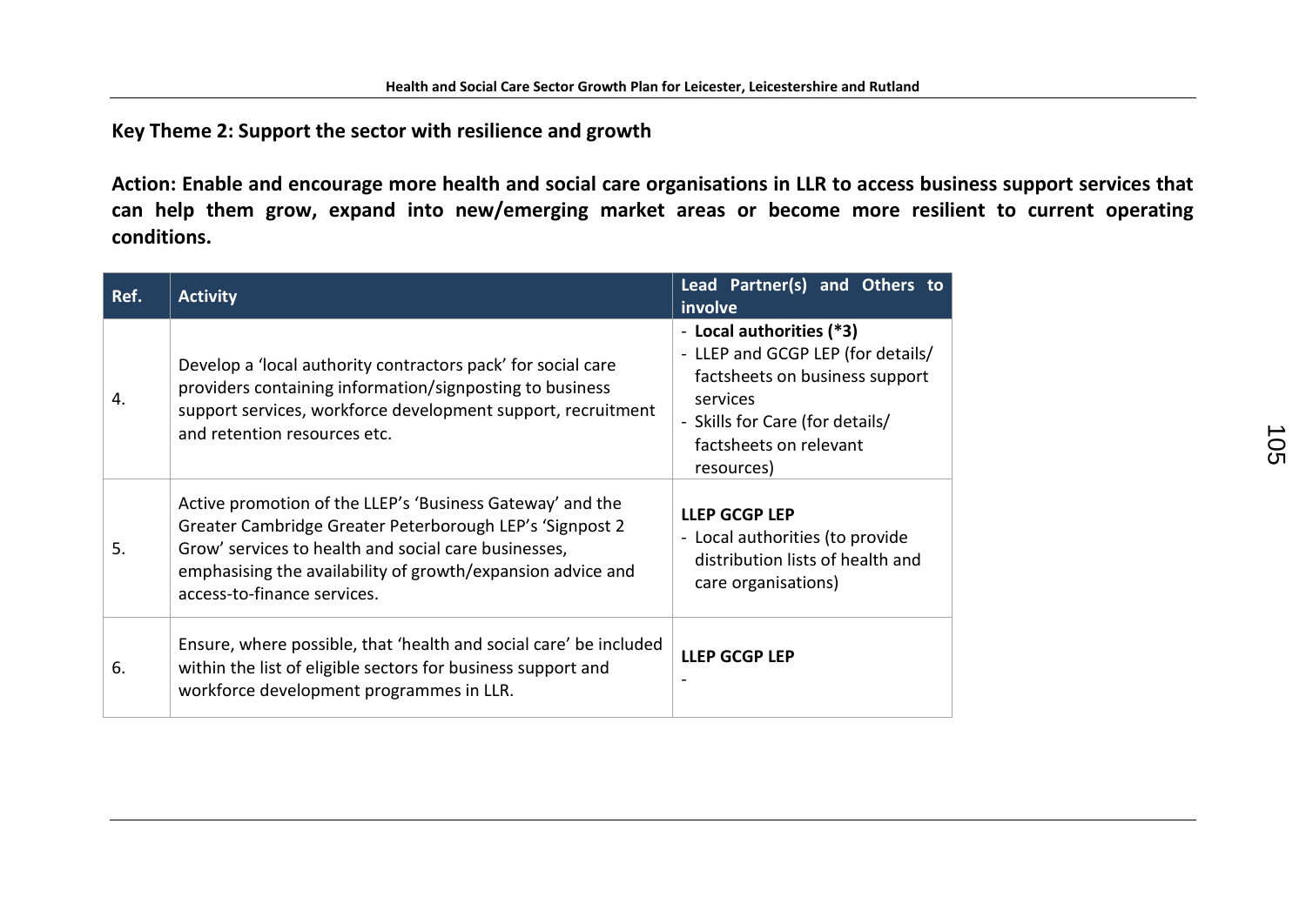## Key Theme 2: Support the sector with resilience and growth

**Action: Enable and encourage more health and social care organisations in LLR to access business support services that can help them grow, expand into new/emerging market areas or become more resilient to current operating conditions.**

| Ref. | Activity | Lead Partner(s) and Others to involve |
|---|---|---|
| 4. | Develop a 'local authority contractors pack' for social care providers containing information/signposting to business support services, workforce development support, recruitment and retention resources etc. | - **Local authorities (*3)**<br>- LLEP and GCGP LEP (for details/ factsheets on business support services<br>- Skills for Care (for details/ factsheets on relevant resources) |
| 5. | Active promotion of the LLEP's 'Business Gateway' and the Greater Cambridge Greater Peterborough LEP's 'Signpost 2 Grow' services to health and social care businesses, emphasising the availability of growth/expansion advice and access-to-finance services. | **LLEP GCGP LEP**<br>- Local authorities (to provide distribution lists of health and care organisations) |
| 6. | Ensure, where possible, that 'health and social care' be included within the list of eligible sectors for business support and workforce development programmes in LLR. | **LLEP GCGP LEP**<br>- |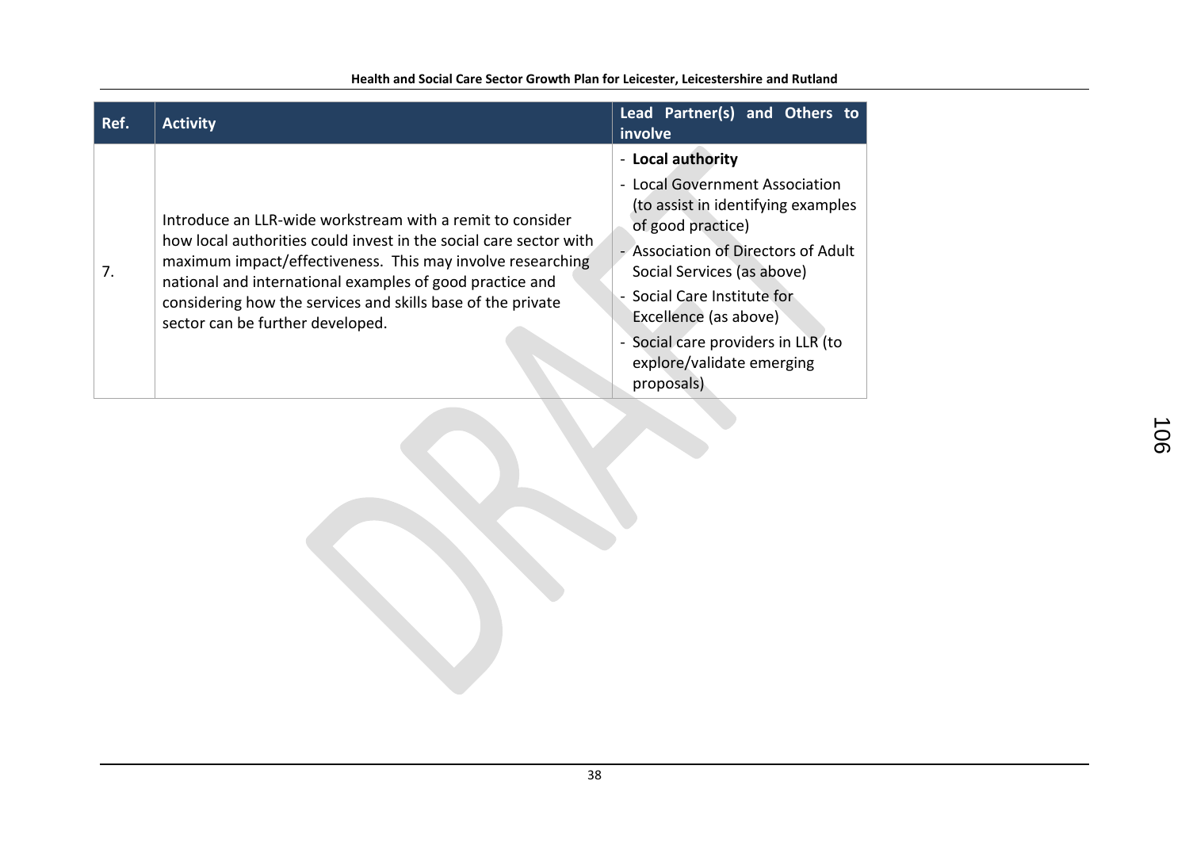| Ref. | Activity | Lead Partner(s) and Others to involve |
| --- | --- | --- |
| 7. | Introduce an LLR-wide workstream with a remit to consider how local authorities could invest in the social care sector with maximum impact/effectiveness. This may involve researching national and international examples of good practice and considering how the services and skills base of the private sector can be further developed. | - **Local authority**<br>- Local Government Association (to assist in identifying examples of good practice)<br>- Association of Directors of Adult Social Services (as above)<br>- Social Care Institute for Excellence (as above)<br>- Social care providers in LLR (to explore/validate emerging proposals) |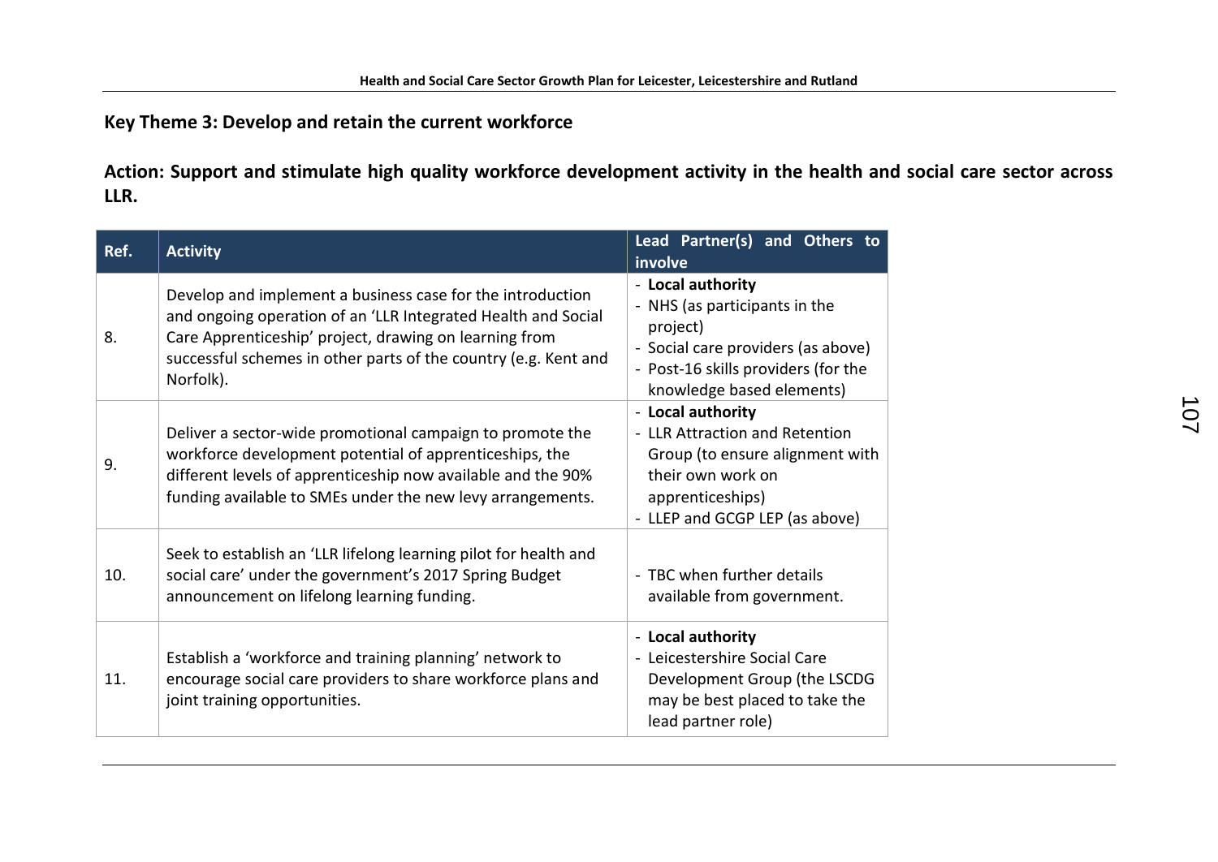## Key Theme 3: Develop and retain the current workforce

### Action: Support and stimulate high quality workforce development activity in the health and social care sector across LLR.

| Ref. | Activity | Lead Partner(s) and Others to involve |
|---|---|---|
| 8. | Develop and implement a business case for the introduction and ongoing operation of an 'LLR Integrated Health and Social Care Apprenticeship' project, drawing on learning from successful schemes in other parts of the country (e.g. Kent and Norfolk). | - **Local authority**<br>- NHS (as participants in the project)<br>- Social care providers (as above)<br>- Post-16 skills providers (for the knowledge based elements) |
| 9. | Deliver a sector-wide promotional campaign to promote the workforce development potential of apprenticeships, the different levels of apprenticeship now available and the 90% funding available to SMEs under the new levy arrangements. | - **Local authority**<br>- LLR Attraction and Retention Group (to ensure alignment with their own work on apprenticeships)<br>- LLEP and GCGP LEP (as above) |
| 10. | Seek to establish an 'LLR lifelong learning pilot for health and social care' under the government's 2017 Spring Budget announcement on lifelong learning funding. | - TBC when further details available from government. |
| 11. | Establish a 'workforce and training planning' network to encourage social care providers to share workforce plans and joint training opportunities. | - **Local authority**<br>- Leicestershire Social Care Development Group (the LSCDG may be best placed to take the lead partner role) |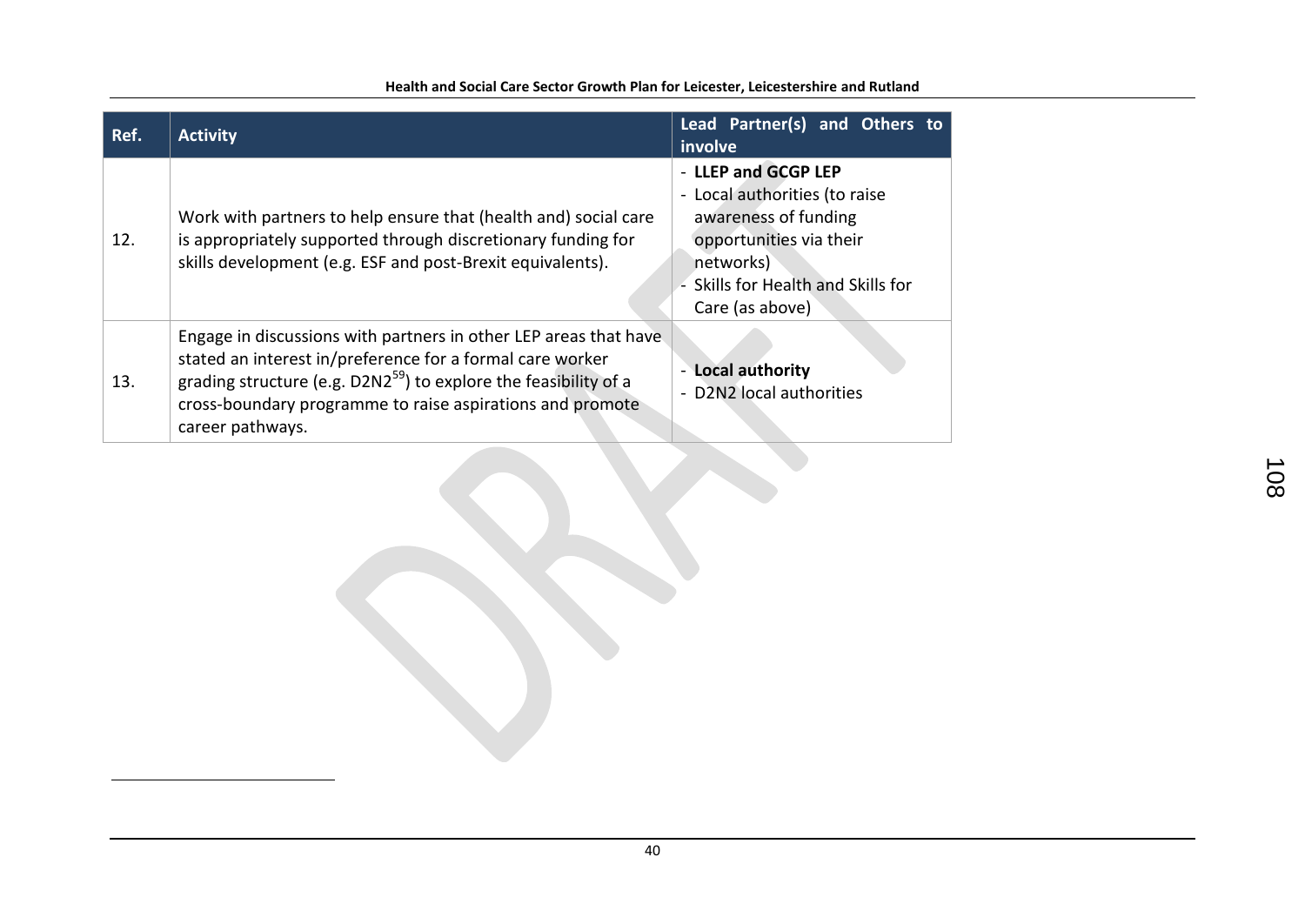| Ref. | Activity | Lead Partner(s) and Others to involve |
|---|---|---|
| 12. | Work with partners to help ensure that (health and) social care is appropriately supported through discretionary funding for skills development (e.g. ESF and post-Brexit equivalents). | - **LLEP and GCGP LEP**<br>- Local authorities (to raise awareness of funding opportunities via their networks)<br>- Skills for Health and Skills for Care (as above) |
| 13. | Engage in discussions with partners in other LEP areas that have stated an interest in/preference for a formal care worker grading structure (e.g. D2N2[59]) to explore the feasibility of a cross-boundary programme to raise aspirations and promote career pathways. | - **Local authority**<br>- D2N2 local authorities |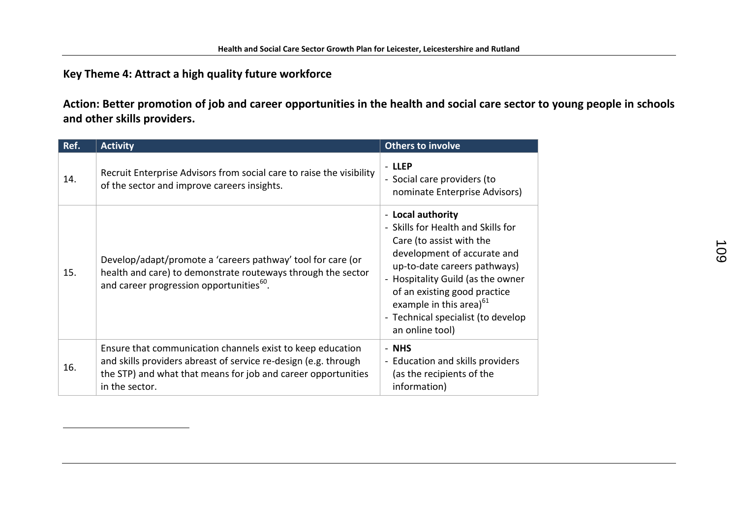## Key Theme 4: Attract a high quality future workforce

### Action: Better promotion of job and career opportunities in the health and social care sector to young people in schools and other skills providers.

| Ref. | Activity | Others to involve |
| --- | --- | --- |
| 14. | Recruit Enterprise Advisors from social care to raise the visibility of the sector and improve careers insights. | - **LLEP**<br>- Social care providers (to nominate Enterprise Advisors) |
| 15. | Develop/adapt/promote a 'careers pathway' tool for care (or health and care) to demonstrate routeways through the sector and career progression opportunities[60]. | - **Local authority**<br>- Skills for Health and Skills for Care (to assist with the development of accurate and up-to-date careers pathways)<br>- Hospitality Guild (as the owner of an existing good practice example in this area)[61]<br>- Technical specialist (to develop an online tool) |
| 16. | Ensure that communication channels exist to keep education and skills providers abreast of service re-design (e.g. through the STP) and what that means for job and career opportunities in the sector. | - **NHS**<br>- Education and skills providers (as the recipients of the information) |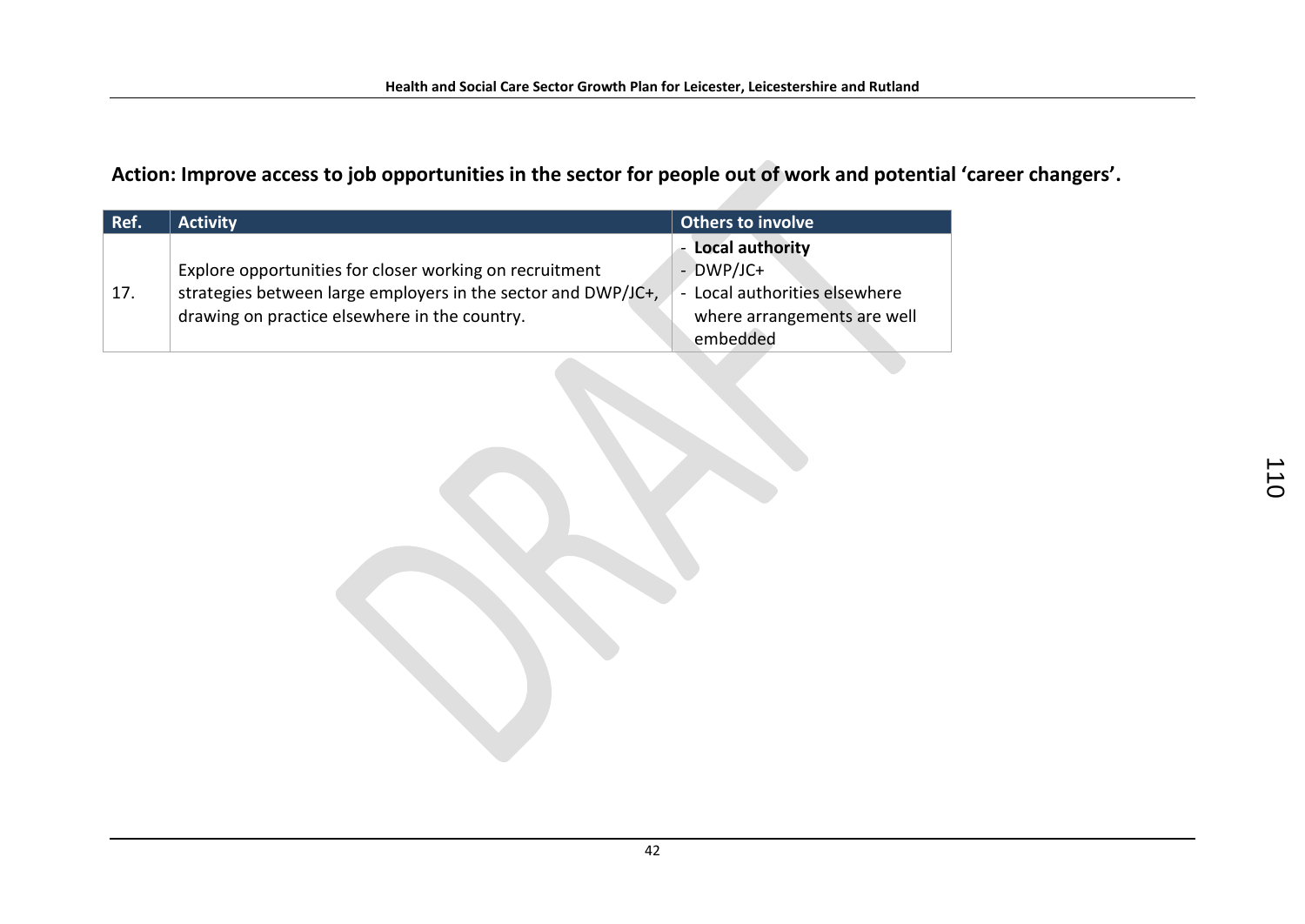**Action: Improve access to job opportunities in the sector for people out of work and potential 'career changers'.**

| Ref. | Activity | Others to involve |
|---|---|---|
| 17. | Explore opportunities for closer working on recruitment strategies between large employers in the sector and DWP/JC+, drawing on practice elsewhere in the country. | - **Local authority**<br>- DWP/JC+<br>- Local authorities elsewhere where arrangements are well embedded |